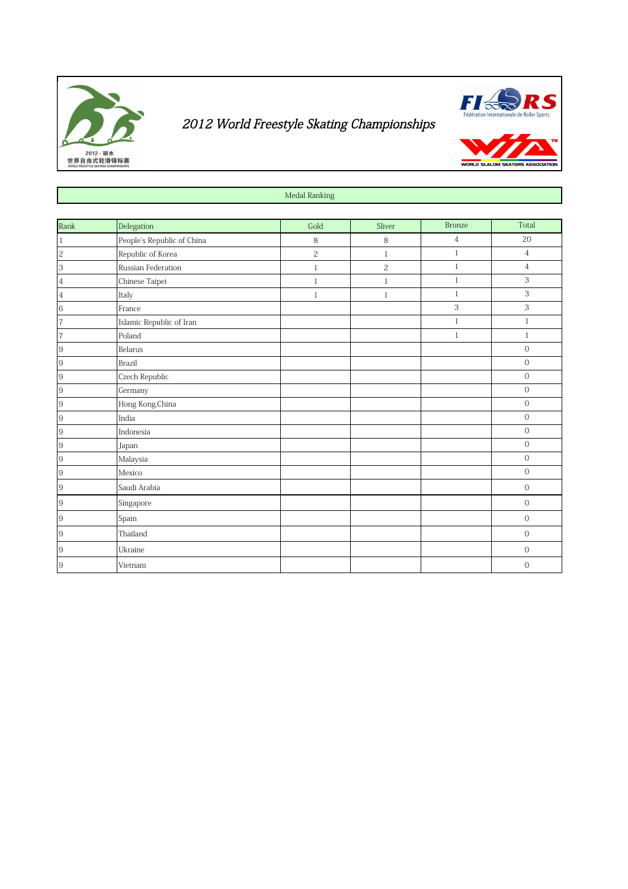# 2012 World Freestyle Skating Championships

## Medal Ranking

| Rank | Delegation | Gold | Sliver | Bronze | Total |
|---|---|---|---|---|---|
| 1 | People's Republic of China | 8 | 8 | 4 | 20 |
| 2 | Republic of Korea | 2 | 1 | 1 | 4 |
| 3 | Russian Federation | 1 | 2 | 1 | 4 |
| 4 | Chinese Taipei | 1 | 1 | 1 | 3 |
| 4 | Italy | 1 | 1 | 1 | 3 |
| 6 | France | | | 3 | 3 |
| 7 | Islamic Republic of Iran | | | 1 | 1 |
| 7 | Poland | | | 1 | 1 |
| 9 | Belarus | | | | 0 |
| 9 | Brazil | | | | 0 |
| 9 | Czech Republic | | | | 0 |
| 9 | Germany | | | | 0 |
| 9 | Hong Kong,China | | | | 0 |
| 9 | India | | | | 0 |
| 9 | Indonesia | | | | 0 |
| 9 | Japan | | | | 0 |
| 9 | Malaysia | | | | 0 |
| 9 | Mexico | | | | 0 |
| 9 | Saudi Arabia | | | | 0 |
| 9 | Singapore | | | | 0 |
| 9 | Spain | | | | 0 |
| 9 | Thailand | | | | 0 |
| 9 | Ukraine | | | | 0 |
| 9 | Vietnam | | | | 0 |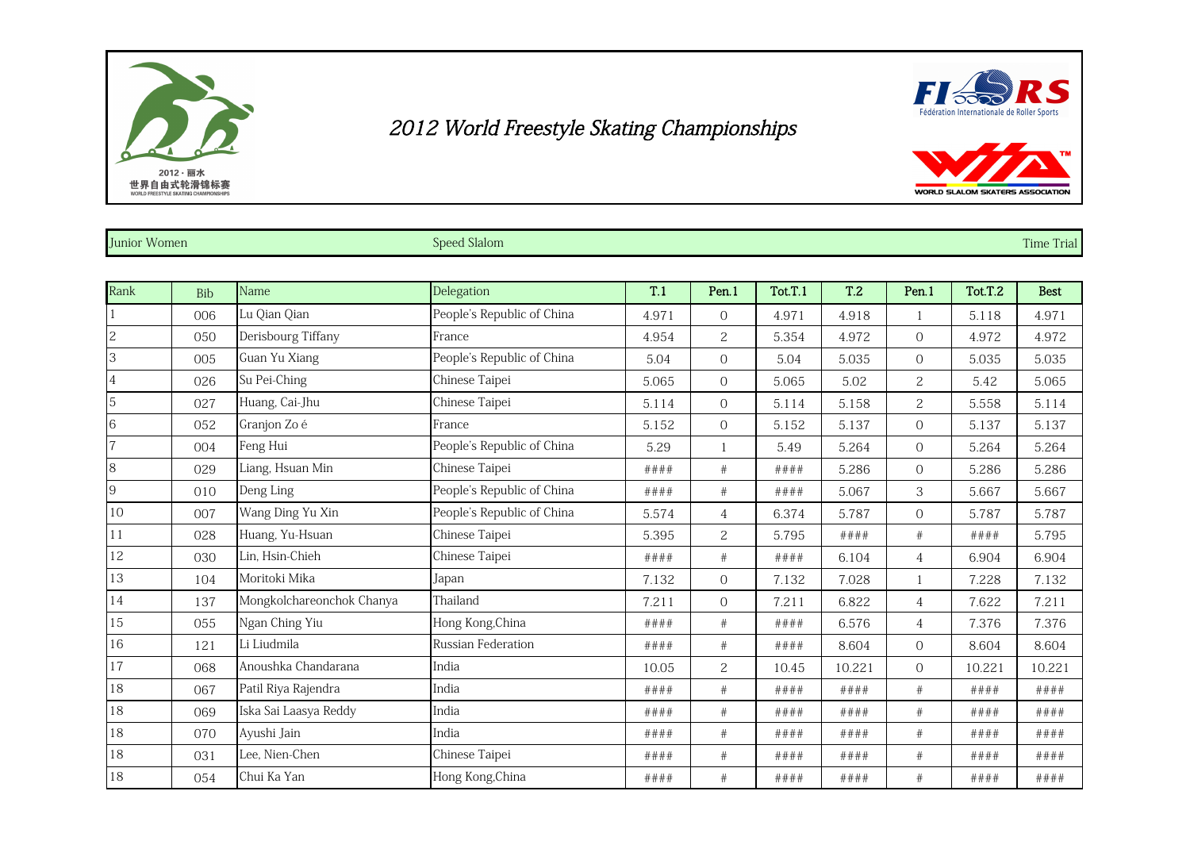# 2012 World Freestyle Skating Championships

Junior Women | Speed Slalom | Time Trial

| Rank | Bib | Name | Delegation | T.1 | Pen.1 | Tot.T.1 | T.2 | Pen.1 | Tot.T.2 | Best |
|---|---|---|---|---|---|---|---|---|---|---|
| 1 | 006 | Lu Qian Qian | People's Republic of China | 4.971 | 0 | 4.971 | 4.918 | 1 | 5.118 | 4.971 |
| 2 | 050 | Derisbourg Tiffany | France | 4.954 | 2 | 5.354 | 4.972 | 0 | 4.972 | 4.972 |
| 3 | 005 | Guan Yu Xiang | People's Republic of China | 5.04 | 0 | 5.04 | 5.035 | 0 | 5.035 | 5.035 |
| 4 | 026 | Su Pei-Ching | Chinese Taipei | 5.065 | 0 | 5.065 | 5.02 | 2 | 5.42 | 5.065 |
| 5 | 027 | Huang, Cai-Jhu | Chinese Taipei | 5.114 | 0 | 5.114 | 5.158 | 2 | 5.558 | 5.114 |
| 6 | 052 | Granjon Zo é | France | 5.152 | 0 | 5.152 | 5.137 | 0 | 5.137 | 5.137 |
| 7 | 004 | Feng Hui | People's Republic of China | 5.29 | 1 | 5.49 | 5.264 | 0 | 5.264 | 5.264 |
| 8 | 029 | Liang, Hsuan Min | Chinese Taipei | #### | # | #### | 5.286 | 0 | 5.286 | 5.286 |
| 9 | 010 | Deng Ling | People's Republic of China | #### | # | #### | 5.067 | 3 | 5.667 | 5.667 |
| 10 | 007 | Wang Ding Yu Xin | People's Republic of China | 5.574 | 4 | 6.374 | 5.787 | 0 | 5.787 | 5.787 |
| 11 | 028 | Huang, Yu-Hsuan | Chinese Taipei | 5.395 | 2 | 5.795 | #### | # | #### | 5.795 |
| 12 | 030 | Lin, Hsin-Chieh | Chinese Taipei | #### | # | #### | 6.104 | 4 | 6.904 | 6.904 |
| 13 | 104 | Moritoki Mika | Japan | 7.132 | 0 | 7.132 | 7.028 | 1 | 7.228 | 7.132 |
| 14 | 137 | Mongkolchareonchok Chanya | Thailand | 7.211 | 0 | 7.211 | 6.822 | 4 | 7.622 | 7.211 |
| 15 | 055 | Ngan Ching Yiu | Hong Kong,China | #### | # | #### | 6.576 | 4 | 7.376 | 7.376 |
| 16 | 121 | Li Liudmila | Russian Federation | #### | # | #### | 8.604 | 0 | 8.604 | 8.604 |
| 17 | 068 | Anoushka Chandarana | India | 10.05 | 2 | 10.45 | 10.221 | 0 | 10.221 | 10.221 |
| 18 | 067 | Patil Riya Rajendra | India | #### | # | #### | #### | # | #### | #### |
| 18 | 069 | Iska Sai Laasya Reddy | India | #### | # | #### | #### | # | #### | #### |
| 18 | 070 | Ayushi Jain | India | #### | # | #### | #### | # | #### | #### |
| 18 | 031 | Lee, Nien-Chen | Chinese Taipei | #### | # | #### | #### | # | #### | #### |
| 18 | 054 | Chui Ka Yan | Hong Kong,China | #### | # | #### | #### | # | #### | #### |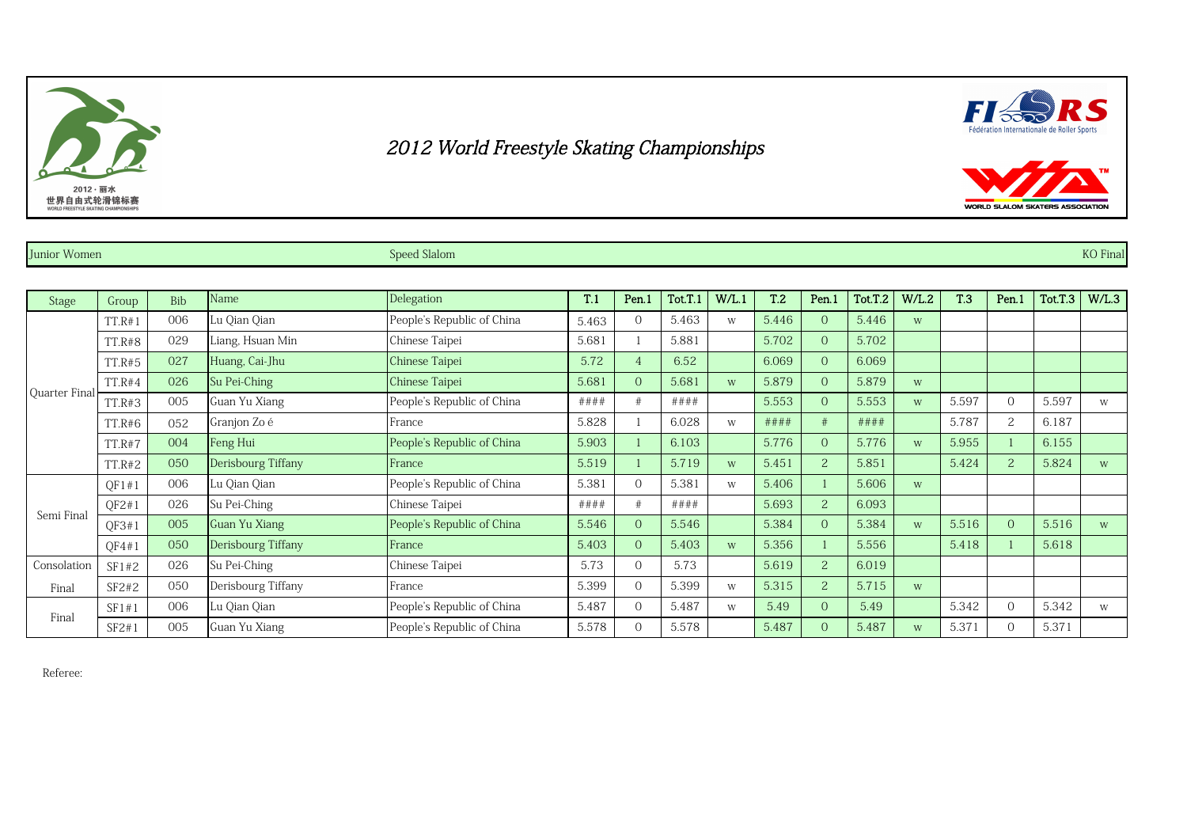# 2012 World Freestyle Skating Championships

Junior Women — Speed Slalom — KO Final

| Stage | Group | Bib | Name | Delegation | T.1 | Pen.1 | Tot.T.1 | W/L.1 | T.2 | Pen.1 | Tot.T.2 | W/L.2 | T.3 | Pen.1 | Tot.T.3 | W/L.3 |
|---|---|---|---|---|---|---|---|---|---|---|---|---|---|---|---|---|
| Quarter Final | TT.R#1 | 006 | Lu Qian Qian | People's Republic of China | 5.463 | 0 | 5.463 | w | 5.446 | 0 | 5.446 | w | | | | |
| | TT.R#8 | 029 | Liang, Hsuan Min | Chinese Taipei | 5.681 | 1 | 5.881 | | 5.702 | 0 | 5.702 | | | | | |
| | TT.R#5 | 027 | Huang, Cai-Jhu | Chinese Taipei | 5.72 | 4 | 6.52 | | 6.069 | 0 | 6.069 | | | | | |
| | TT.R#4 | 026 | Su Pei-Ching | Chinese Taipei | 5.681 | 0 | 5.681 | w | 5.879 | 0 | 5.879 | w | | | | |
| | TT.R#3 | 005 | Guan Yu Xiang | People's Republic of China | #### | # | #### | | 5.553 | 0 | 5.553 | w | 5.597 | 0 | 5.597 | w |
| | TT.R#6 | 052 | Granjon Zo é | France | 5.828 | 1 | 6.028 | w | #### | # | #### | | 5.787 | 2 | 6.187 | |
| | TT.R#7 | 004 | Feng Hui | People's Republic of China | 5.903 | 1 | 6.103 | | 5.776 | 0 | 5.776 | w | 5.955 | 1 | 6.155 | |
| | TT.R#2 | 050 | Derisbourg Tiffany | France | 5.519 | 1 | 5.719 | w | 5.451 | 2 | 5.851 | | 5.424 | 2 | 5.824 | w |
| Semi Final | QF1#1 | 006 | Lu Qian Qian | People's Republic of China | 5.381 | 0 | 5.381 | w | 5.406 | 1 | 5.606 | w | | | | |
| | QF2#1 | 026 | Su Pei-Ching | Chinese Taipei | #### | # | #### | | 5.693 | 2 | 6.093 | | | | | |
| | QF3#1 | 005 | Guan Yu Xiang | People's Republic of China | 5.546 | 0 | 5.546 | | 5.384 | 0 | 5.384 | w | 5.516 | 0 | 5.516 | w |
| | QF4#1 | 050 | Derisbourg Tiffany | France | 5.403 | 0 | 5.403 | w | 5.356 | 1 | 5.556 | | 5.418 | 1 | 5.618 | |
| Consolation Final | SF1#2 | 026 | Su Pei-Ching | Chinese Taipei | 5.73 | 0 | 5.73 | | 5.619 | 2 | 6.019 | | | | | |
| | SF2#2 | 050 | Derisbourg Tiffany | France | 5.399 | 0 | 5.399 | w | 5.315 | 2 | 5.715 | w | | | | |
| Final | SF1#1 | 006 | Lu Qian Qian | People's Republic of China | 5.487 | 0 | 5.487 | w | 5.49 | 0 | 5.49 | | 5.342 | 0 | 5.342 | w |
| | SF2#1 | 005 | Guan Yu Xiang | People's Republic of China | 5.578 | 0 | 5.578 | | 5.487 | 0 | 5.487 | w | 5.371 | 0 | 5.371 | |

Referee: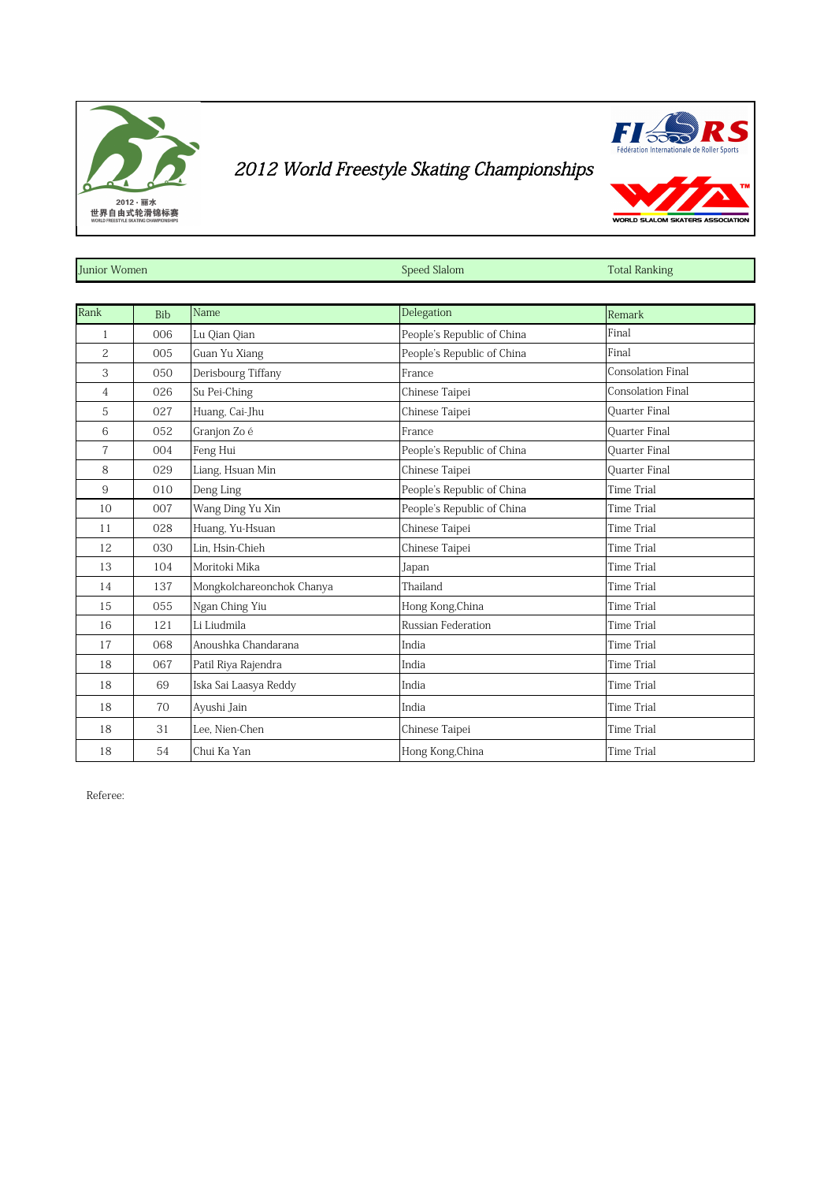# 2012 World Freestyle Skating Championships

2012 · 丽水
世界自由式轮滑锦标赛
WORLD FREESTYLE SKATING CHAMPIONSHIPS

FIRS Fédération Internationale de Roller Sports

WSSA WORLD SLALOM SKATERS ASSOCIATION

| Junior Women | Speed Slalom | Total Ranking |
|---|---|---|

| Rank | Bib | Name | Delegation | Remark |
|---|---|---|---|---|
| 1 | 006 | Lu Qian Qian | People's Republic of China | Final |
| 2 | 005 | Guan Yu Xiang | People's Republic of China | Final |
| 3 | 050 | Derisbourg Tiffany | France | Consolation Final |
| 4 | 026 | Su Pei-Ching | Chinese Taipei | Consolation Final |
| 5 | 027 | Huang, Cai-Jhu | Chinese Taipei | Quarter Final |
| 6 | 052 | Granjon Zo é | France | Quarter Final |
| 7 | 004 | Feng Hui | People's Republic of China | Quarter Final |
| 8 | 029 | Liang, Hsuan Min | Chinese Taipei | Quarter Final |
| 9 | 010 | Deng Ling | People's Republic of China | Time Trial |
| 10 | 007 | Wang Ding Yu Xin | People's Republic of China | Time Trial |
| 11 | 028 | Huang, Yu-Hsuan | Chinese Taipei | Time Trial |
| 12 | 030 | Lin, Hsin-Chieh | Chinese Taipei | Time Trial |
| 13 | 104 | Moritoki Mika | Japan | Time Trial |
| 14 | 137 | Mongkolchareonchok Chanya | Thailand | Time Trial |
| 15 | 055 | Ngan Ching Yiu | Hong Kong,China | Time Trial |
| 16 | 121 | Li Liudmila | Russian Federation | Time Trial |
| 17 | 068 | Anoushka Chandarana | India | Time Trial |
| 18 | 067 | Patil Riya Rajendra | India | Time Trial |
| 18 | 69 | Iska Sai Laasya Reddy | India | Time Trial |
| 18 | 70 | Ayushi Jain | India | Time Trial |
| 18 | 31 | Lee, Nien-Chen | Chinese Taipei | Time Trial |
| 18 | 54 | Chui Ka Yan | Hong Kong,China | Time Trial |

Referee: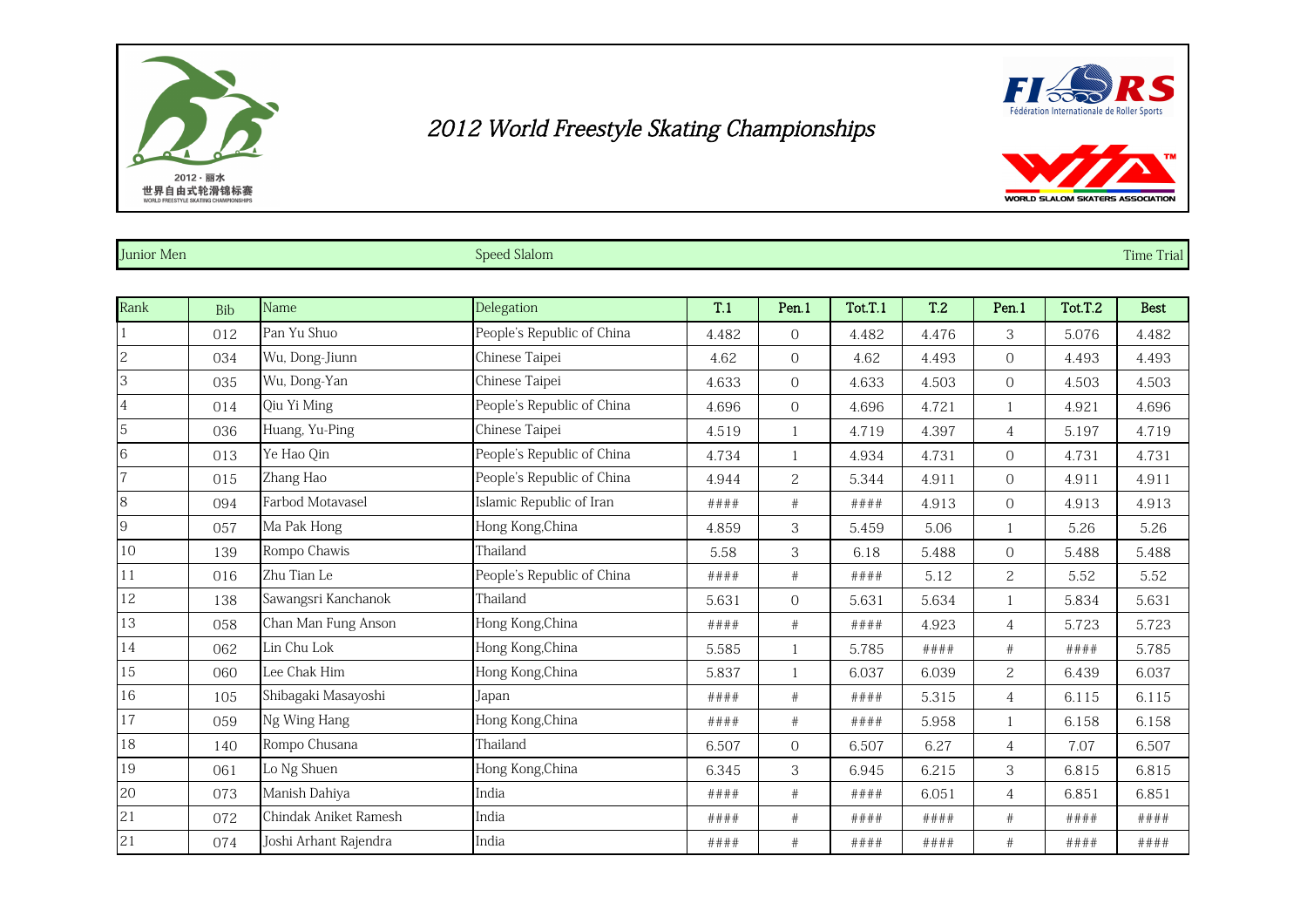# 2012 World Freestyle Skating Championships

Junior Men | Speed Slalom | Time Trial

| Rank | Bib | Name | Delegation | T.1 | Pen.1 | Tot.T.1 | T.2 | Pen.1 | Tot.T.2 | Best |
|---|---|---|---|---|---|---|---|---|---|---|
| 1 | 012 | Pan Yu Shuo | People's Republic of China | 4.482 | 0 | 4.482 | 4.476 | 3 | 5.076 | 4.482 |
| 2 | 034 | Wu, Dong-Jiunn | Chinese Taipei | 4.62 | 0 | 4.62 | 4.493 | 0 | 4.493 | 4.493 |
| 3 | 035 | Wu, Dong-Yan | Chinese Taipei | 4.633 | 0 | 4.633 | 4.503 | 0 | 4.503 | 4.503 |
| 4 | 014 | Qiu Yi Ming | People's Republic of China | 4.696 | 0 | 4.696 | 4.721 | 1 | 4.921 | 4.696 |
| 5 | 036 | Huang, Yu-Ping | Chinese Taipei | 4.519 | 1 | 4.719 | 4.397 | 4 | 5.197 | 4.719 |
| 6 | 013 | Ye Hao Qin | People's Republic of China | 4.734 | 1 | 4.934 | 4.731 | 0 | 4.731 | 4.731 |
| 7 | 015 | Zhang Hao | People's Republic of China | 4.944 | 2 | 5.344 | 4.911 | 0 | 4.911 | 4.911 |
| 8 | 094 | Farbod Motavasel | Islamic Republic of Iran | #### | # | #### | 4.913 | 0 | 4.913 | 4.913 |
| 9 | 057 | Ma Pak Hong | Hong Kong,China | 4.859 | 3 | 5.459 | 5.06 | 1 | 5.26 | 5.26 |
| 10 | 139 | Rompo Chawis | Thailand | 5.58 | 3 | 6.18 | 5.488 | 0 | 5.488 | 5.488 |
| 11 | 016 | Zhu Tian Le | People's Republic of China | #### | # | #### | 5.12 | 2 | 5.52 | 5.52 |
| 12 | 138 | Sawangsri Kanchanok | Thailand | 5.631 | 0 | 5.631 | 5.634 | 1 | 5.834 | 5.631 |
| 13 | 058 | Chan Man Fung Anson | Hong Kong,China | #### | # | #### | 4.923 | 4 | 5.723 | 5.723 |
| 14 | 062 | Lin Chu Lok | Hong Kong,China | 5.585 | 1 | 5.785 | #### | # | #### | 5.785 |
| 15 | 060 | Lee Chak Him | Hong Kong,China | 5.837 | 1 | 6.037 | 6.039 | 2 | 6.439 | 6.037 |
| 16 | 105 | Shibagaki Masayoshi | Japan | #### | # | #### | 5.315 | 4 | 6.115 | 6.115 |
| 17 | 059 | Ng Wing Hang | Hong Kong,China | #### | # | #### | 5.958 | 1 | 6.158 | 6.158 |
| 18 | 140 | Rompo Chusana | Thailand | 6.507 | 0 | 6.507 | 6.27 | 4 | 7.07 | 6.507 |
| 19 | 061 | Lo Ng Shuen | Hong Kong,China | 6.345 | 3 | 6.945 | 6.215 | 3 | 6.815 | 6.815 |
| 20 | 073 | Manish Dahiya | India | #### | # | #### | 6.051 | 4 | 6.851 | 6.851 |
| 21 | 072 | Chindak Aniket Ramesh | India | #### | # | #### | #### | # | #### | #### |
| 21 | 074 | Joshi Arhant Rajendra | India | #### | # | #### | #### | # | #### | #### |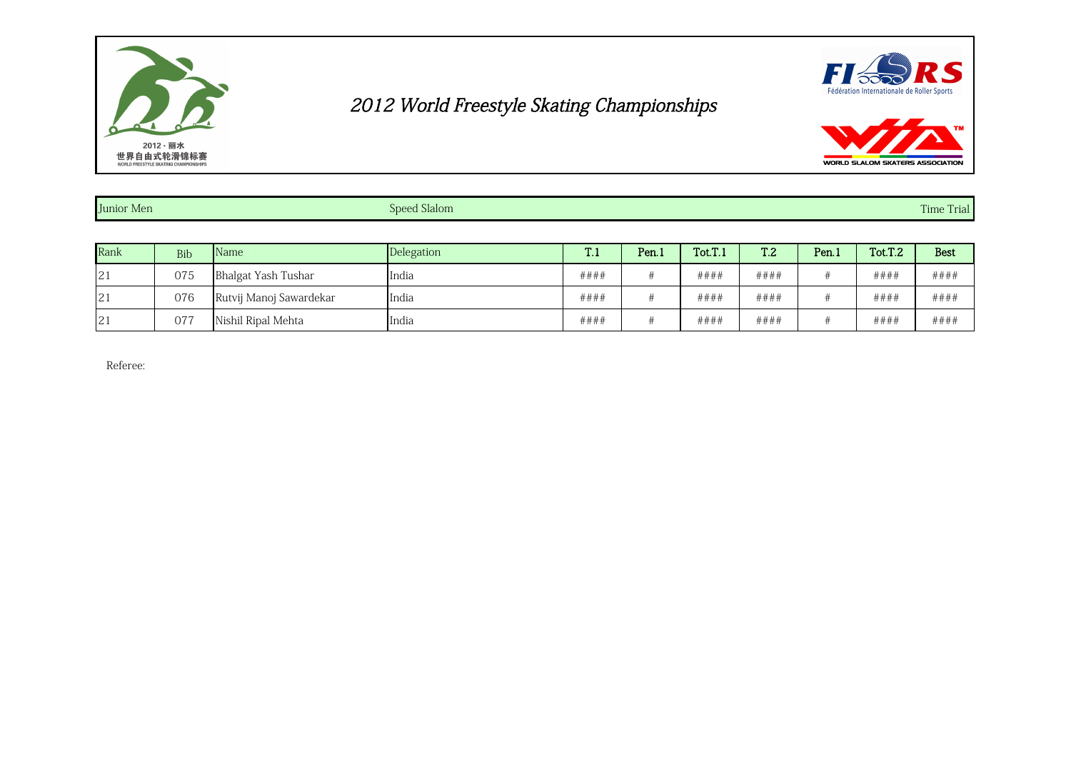# 2012 World Freestyle Skating Championships

2012 · 丽水
世界自由式轮滑锦标赛
WORLD FREESTYLE SKATING CHAMPIONSHIPS

FIRS Fédération Internationale de Roller Sports

WORLD SLALOM SKATERS ASSOCIATION

| Junior Men | Speed Slalom | Time Trial |
|---|---|---|

| Rank | Bib | Name | Delegation | T.1 | Pen.1 | Tot.T.1 | T.2 | Pen.1 | Tot.T.2 | Best |
|---|---|---|---|---|---|---|---|---|---|---|
| 21 | 075 | Bhalgat Yash Tushar | India | #### | # | #### | #### | # | #### | #### |
| 21 | 076 | Rutvij Manoj Sawardekar | India | #### | # | #### | #### | # | #### | #### |
| 21 | 077 | Nishil Ripal Mehta | India | #### | # | #### | #### | # | #### | #### |

Referee: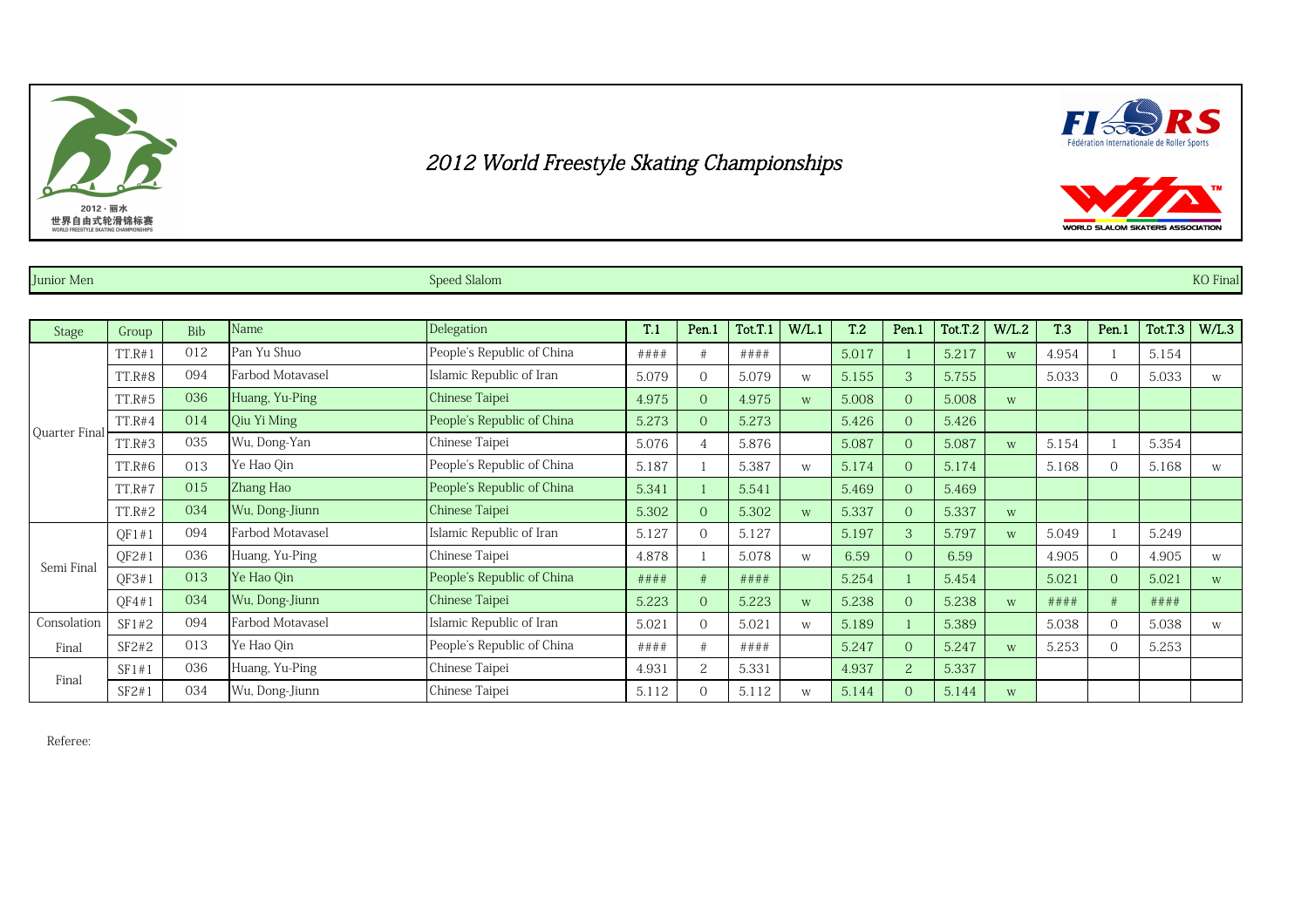# 2012 World Freestyle Skating Championships

2012 · 丽水
世界自由式轮滑锦标赛
WORLD FREESTYLE SKATING CHAMPIONSHIPS

Fédération Internationale de Roller Sports

WORLD SLALOM SKATERS ASSOCIATION

Junior Men | Speed Slalom | KO Final

| Stage | Group | Bib | Name | Delegation | T.1 | Pen.1 | Tot.T.1 | W/L.1 | T.2 | Pen.1 | Tot.T.2 | W/L.2 | T.3 | Pen.1 | Tot.T.3 | W/L.3 |
|---|---|---|---|---|---|---|---|---|---|---|---|---|---|---|---|---|
| Quarter Final | TT.R#1 | 012 | Pan Yu Shuo | People's Republic of China | #### | # | #### | | 5.017 | 1 | 5.217 | W | 4.954 | 1 | 5.154 | |
| | TT.R#8 | 094 | Farbod Motavasel | Islamic Republic of Iran | 5.079 | 0 | 5.079 | W | 5.155 | 3 | 5.755 | | 5.033 | 0 | 5.033 | W |
| | TT.R#5 | 036 | Huang, Yu-Ping | Chinese Taipei | 4.975 | 0 | 4.975 | W | 5.008 | 0 | 5.008 | W | | | | |
| | TT.R#4 | 014 | Qiu Yi Ming | People's Republic of China | 5.273 | 0 | 5.273 | | 5.426 | 0 | 5.426 | | | | | |
| | TT.R#3 | 035 | Wu, Dong-Yan | Chinese Taipei | 5.076 | 4 | 5.876 | | 5.087 | 0 | 5.087 | W | 5.154 | 1 | 5.354 | |
| | TT.R#6 | 013 | Ye Hao Qin | People's Republic of China | 5.187 | 1 | 5.387 | W | 5.174 | 0 | 5.174 | | 5.168 | 0 | 5.168 | W |
| | TT.R#7 | 015 | Zhang Hao | People's Republic of China | 5.341 | 1 | 5.541 | | 5.469 | 0 | 5.469 | | | | | |
| | TT.R#2 | 034 | Wu, Dong-Jiunn | Chinese Taipei | 5.302 | 0 | 5.302 | W | 5.337 | 0 | 5.337 | W | | | | |
| Semi Final | QF1#1 | 094 | Farbod Motavasel | Islamic Republic of Iran | 5.127 | 0 | 5.127 | | 5.197 | 3 | 5.797 | W | 5.049 | 1 | 5.249 | |
| | QF2#1 | 036 | Huang, Yu-Ping | Chinese Taipei | 4.878 | 1 | 5.078 | W | 6.59 | 0 | 6.59 | | 4.905 | 0 | 4.905 | W |
| | QF3#1 | 013 | Ye Hao Qin | People's Republic of China | #### | # | #### | | 5.254 | 1 | 5.454 | | 5.021 | 0 | 5.021 | W |
| | QF4#1 | 034 | Wu, Dong-Jiunn | Chinese Taipei | 5.223 | 0 | 5.223 | W | 5.238 | 0 | 5.238 | W | #### | # | #### | |
| Consolation Final | SF1#2 | 094 | Farbod Motavasel | Islamic Republic of Iran | 5.021 | 0 | 5.021 | W | 5.189 | 1 | 5.389 | | 5.038 | 0 | 5.038 | W |
| | SF2#2 | 013 | Ye Hao Qin | People's Republic of China | #### | # | #### | | 5.247 | 0 | 5.247 | W | 5.253 | 0 | 5.253 | |
| Final | SF1#1 | 036 | Huang, Yu-Ping | Chinese Taipei | 4.931 | 2 | 5.331 | | 4.937 | 2 | 5.337 | | | | | |
| | SF2#1 | 034 | Wu, Dong-Jiunn | Chinese Taipei | 5.112 | 0 | 5.112 | W | 5.144 | 0 | 5.144 | W | | | | |

Referee: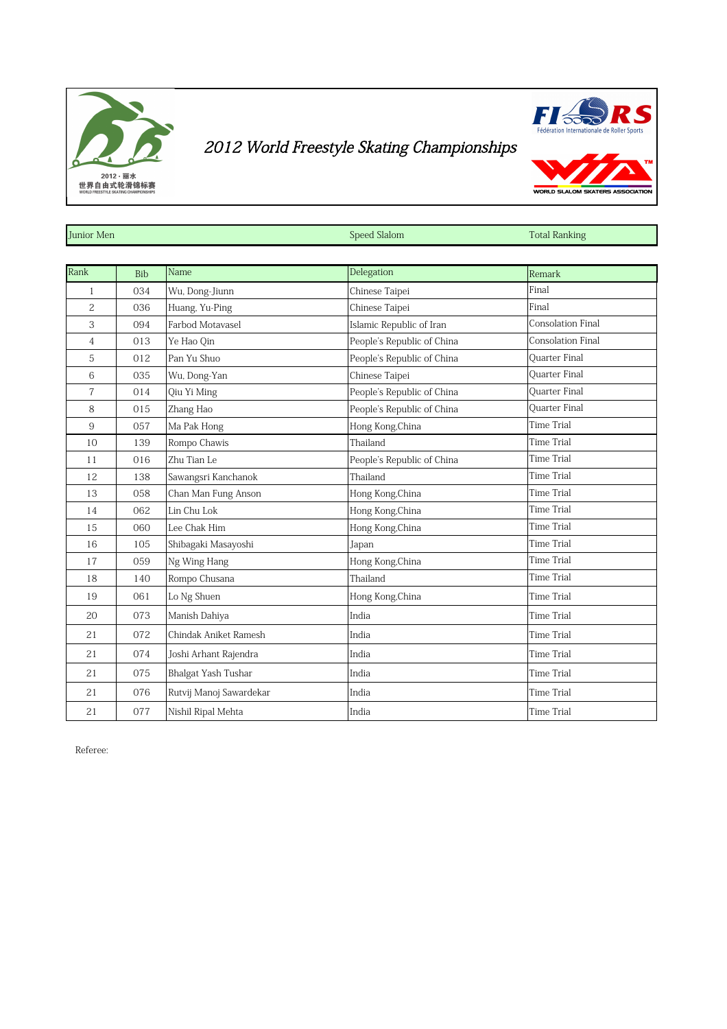# 2012 World Freestyle Skating Championships

| Junior Men | Speed Slalom | Total Ranking |
|---|---|---|

| Rank | Bib | Name | Delegation | Remark |
|---|---|---|---|---|
| 1 | 034 | Wu, Dong-Jiunn | Chinese Taipei | Final |
| 2 | 036 | Huang, Yu-Ping | Chinese Taipei | Final |
| 3 | 094 | Farbod Motavasel | Islamic Republic of Iran | Consolation Final |
| 4 | 013 | Ye Hao Qin | People's Republic of China | Consolation Final |
| 5 | 012 | Pan Yu Shuo | People's Republic of China | Quarter Final |
| 6 | 035 | Wu, Dong-Yan | Chinese Taipei | Quarter Final |
| 7 | 014 | Qiu Yi Ming | People's Republic of China | Quarter Final |
| 8 | 015 | Zhang Hao | People's Republic of China | Quarter Final |
| 9 | 057 | Ma Pak Hong | Hong Kong,China | Time Trial |
| 10 | 139 | Rompo Chawis | Thailand | Time Trial |
| 11 | 016 | Zhu Tian Le | People's Republic of China | Time Trial |
| 12 | 138 | Sawangsri Kanchanok | Thailand | Time Trial |
| 13 | 058 | Chan Man Fung Anson | Hong Kong,China | Time Trial |
| 14 | 062 | Lin Chu Lok | Hong Kong,China | Time Trial |
| 15 | 060 | Lee Chak Him | Hong Kong,China | Time Trial |
| 16 | 105 | Shibagaki Masayoshi | Japan | Time Trial |
| 17 | 059 | Ng Wing Hang | Hong Kong,China | Time Trial |
| 18 | 140 | Rompo Chusana | Thailand | Time Trial |
| 19 | 061 | Lo Ng Shuen | Hong Kong,China | Time Trial |
| 20 | 073 | Manish Dahiya | India | Time Trial |
| 21 | 072 | Chindak Aniket Ramesh | India | Time Trial |
| 21 | 074 | Joshi Arhant Rajendra | India | Time Trial |
| 21 | 075 | Bhalgat Yash Tushar | India | Time Trial |
| 21 | 076 | Rutvij Manoj Sawardekar | India | Time Trial |
| 21 | 077 | Nishil Ripal Mehta | India | Time Trial |

Referee: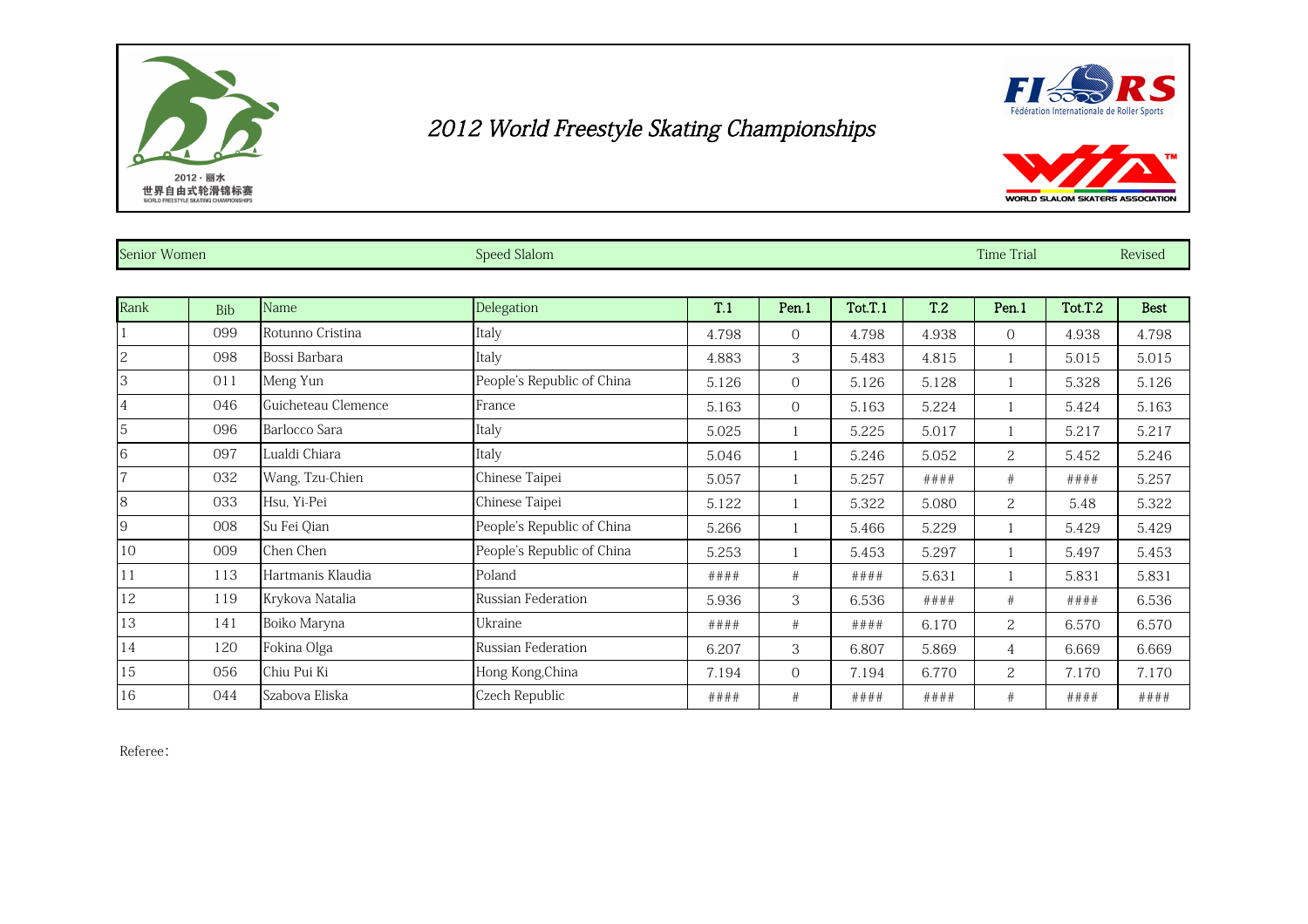# 2012 World Freestyle Skating Championships

| Senior Women | Speed Slalom | Time Trial | Revised |
|---|---|---|---|

| Rank | Bib | Name | Delegation | T.1 | Pen.1 | Tot.T.1 | T.2 | Pen.1 | Tot.T.2 | Best |
|---|---|---|---|---|---|---|---|---|---|---|
| 1 | 099 | Rotunno Cristina | Italy | 4.798 | 0 | 4.798 | 4.938 | 0 | 4.938 | 4.798 |
| 2 | 098 | Bossi Barbara | Italy | 4.883 | 3 | 5.483 | 4.815 | 1 | 5.015 | 5.015 |
| 3 | 011 | Meng Yun | People's Republic of China | 5.126 | 0 | 5.126 | 5.128 | 1 | 5.328 | 5.126 |
| 4 | 046 | Guicheteau Clemence | France | 5.163 | 0 | 5.163 | 5.224 | 1 | 5.424 | 5.163 |
| 5 | 096 | Barlocco Sara | Italy | 5.025 | 1 | 5.225 | 5.017 | 1 | 5.217 | 5.217 |
| 6 | 097 | Lualdi Chiara | Italy | 5.046 | 1 | 5.246 | 5.052 | 2 | 5.452 | 5.246 |
| 7 | 032 | Wang, Tzu-Chien | Chinese Taipei | 5.057 | 1 | 5.257 | #### | # | #### | 5.257 |
| 8 | 033 | Hsu, Yi-Pei | Chinese Taipei | 5.122 | 1 | 5.322 | 5.080 | 2 | 5.48 | 5.322 |
| 9 | 008 | Su Fei Qian | People's Republic of China | 5.266 | 1 | 5.466 | 5.229 | 1 | 5.429 | 5.429 |
| 10 | 009 | Chen Chen | People's Republic of China | 5.253 | 1 | 5.453 | 5.297 | 1 | 5.497 | 5.453 |
| 11 | 113 | Hartmanis Klaudia | Poland | #### | # | #### | 5.631 | 1 | 5.831 | 5.831 |
| 12 | 119 | Krykova Natalia | Russian Federation | 5.936 | 3 | 6.536 | #### | # | #### | 6.536 |
| 13 | 141 | Boiko Maryna | Ukraine | #### | # | #### | 6.170 | 2 | 6.570 | 6.570 |
| 14 | 120 | Fokina Olga | Russian Federation | 6.207 | 3 | 6.807 | 5.869 | 4 | 6.669 | 6.669 |
| 15 | 056 | Chiu Pui Ki | Hong Kong,China | 7.194 | 0 | 7.194 | 6.770 | 2 | 7.170 | 7.170 |
| 16 | 044 | Szabova Eliska | Czech Republic | #### | # | #### | #### | # | #### | #### |

Referee：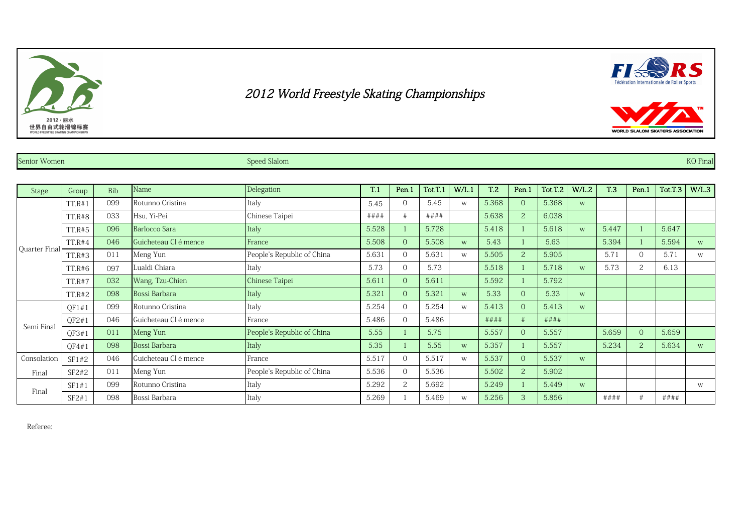# 2012 World Freestyle Skating Championships

| Senior Women | Speed Slalom | KO Final |
|---|---|---|

| Stage | Group | Bib | Name | Delegation | T.1 | Pen.1 | Tot.T.1 | W/L.1 | T.2 | Pen.1 | Tot.T.2 | W/L.2 | T.3 | Pen.1 | Tot.T.3 | W/L.3 |
|---|---|---|---|---|---|---|---|---|---|---|---|---|---|---|---|---|
| Quarter Final | TT.R#1 | 099 | Rotunno Cristina | Italy | 5.45 | 0 | 5.45 | w | 5.368 | 0 | 5.368 | w | | | | |
| | TT.R#8 | 033 | Hsu, Yi-Pei | Chinese Taipei | #### | # | #### | | 5.638 | 2 | 6.038 | | | | | |
| | TT.R#5 | 096 | Barlocco Sara | Italy | 5.528 | 1 | 5.728 | | 5.418 | 1 | 5.618 | w | 5.447 | 1 | 5.647 | |
| | TT.R#4 | 046 | Guicheteau Cl é mence | France | 5.508 | 0 | 5.508 | w | 5.43 | 1 | 5.63 | | 5.394 | 1 | 5.594 | w |
| | TT.R#3 | 011 | Meng Yun | People's Republic of China | 5.631 | 0 | 5.631 | w | 5.505 | 2 | 5.905 | | 5.71 | 0 | 5.71 | w |
| | TT.R#6 | 097 | Lualdi Chiara | Italy | 5.73 | 0 | 5.73 | | 5.518 | 1 | 5.718 | w | 5.73 | 2 | 6.13 | |
| | TT.R#7 | 032 | Wang, Tzu-Chien | Chinese Taipei | 5.611 | 0 | 5.611 | | 5.592 | 1 | 5.792 | | | | | |
| | TT.R#2 | 098 | Bossi Barbara | Italy | 5.321 | 0 | 5.321 | w | 5.33 | 0 | 5.33 | w | | | | |
| Semi Final | QF1#1 | 099 | Rotunno Cristina | Italy | 5.254 | 0 | 5.254 | w | 5.413 | 0 | 5.413 | w | | | | |
| | QF2#1 | 046 | Guicheteau Cl é mence | France | 5.486 | 0 | 5.486 | | #### | # | #### | | | | | |
| | QF3#1 | 011 | Meng Yun | People's Republic of China | 5.55 | 1 | 5.75 | | 5.557 | 0 | 5.557 | | 5.659 | 0 | 5.659 | |
| | QF4#1 | 098 | Bossi Barbara | Italy | 5.35 | 1 | 5.55 | w | 5.357 | 1 | 5.557 | | 5.234 | 2 | 5.634 | w |
| Consolation Final | SF1#2 | 046 | Guicheteau Cl é mence | France | 5.517 | 0 | 5.517 | w | 5.537 | 0 | 5.537 | w | | | | |
| | SF2#2 | 011 | Meng Yun | People's Republic of China | 5.536 | 0 | 5.536 | | 5.502 | 2 | 5.902 | | | | | |
| Final | SF1#1 | 099 | Rotunno Cristina | Italy | 5.292 | 2 | 5.692 | | 5.249 | 1 | 5.449 | w | | | | w |
| | SF2#1 | 098 | Bossi Barbara | Italy | 5.269 | 1 | 5.469 | w | 5.256 | 3 | 5.856 | | #### | # | #### | |

Referee: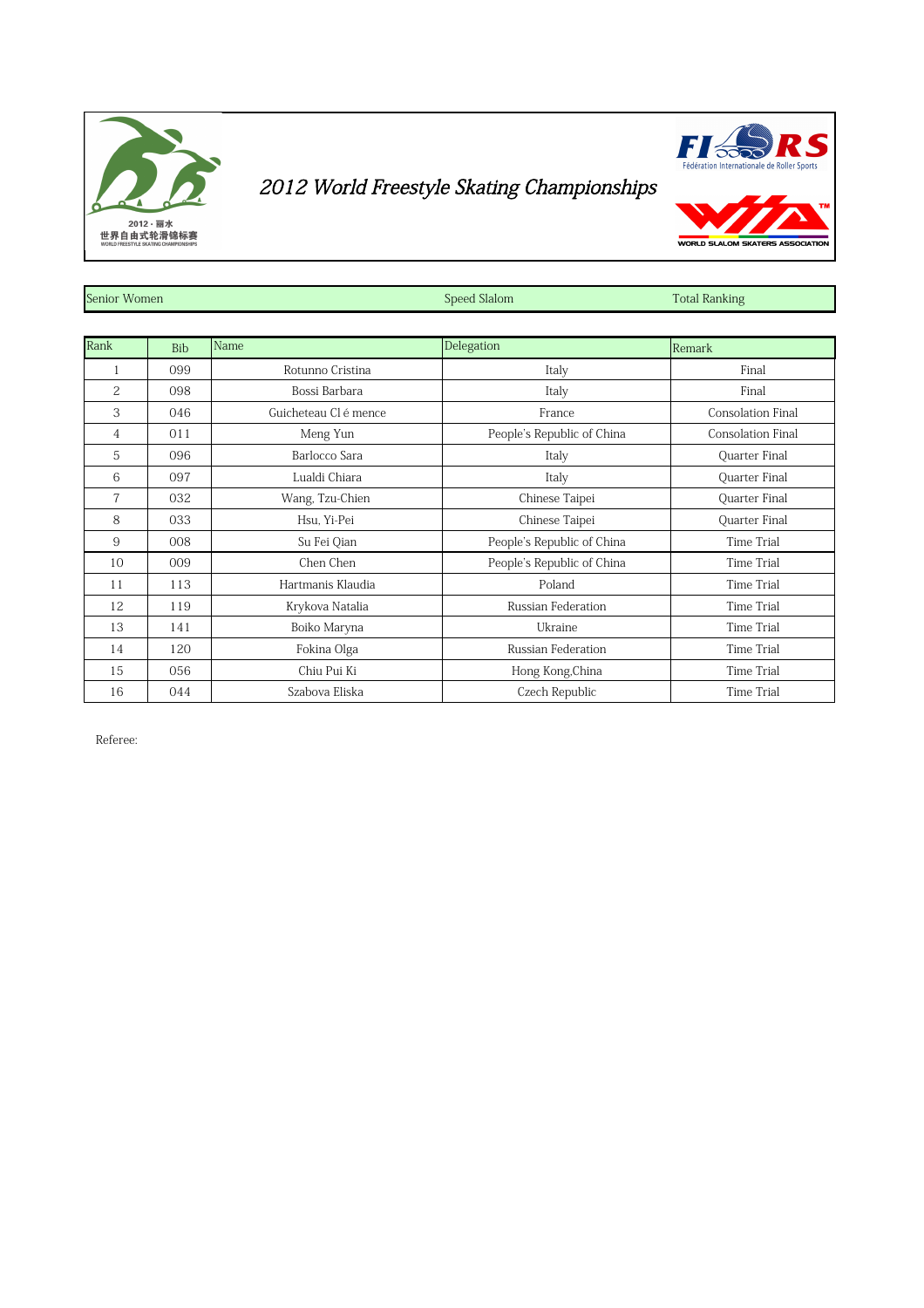# 2012 World Freestyle Skating Championships

| Senior Women | Speed Slalom | Total Ranking |
|---|---|---|

| Rank | Bib | Name | Delegation | Remark |
|---|---|---|---|---|
| 1 | 099 | Rotunno Cristina | Italy | Final |
| 2 | 098 | Bossi Barbara | Italy | Final |
| 3 | 046 | Guicheteau Cl é mence | France | Consolation Final |
| 4 | 011 | Meng Yun | People's Republic of China | Consolation Final |
| 5 | 096 | Barlocco Sara | Italy | Quarter Final |
| 6 | 097 | Lualdi Chiara | Italy | Quarter Final |
| 7 | 032 | Wang, Tzu-Chien | Chinese Taipei | Quarter Final |
| 8 | 033 | Hsu, Yi-Pei | Chinese Taipei | Quarter Final |
| 9 | 008 | Su Fei Qian | People's Republic of China | Time Trial |
| 10 | 009 | Chen Chen | People's Republic of China | Time Trial |
| 11 | 113 | Hartmanis Klaudia | Poland | Time Trial |
| 12 | 119 | Krykova Natalia | Russian Federation | Time Trial |
| 13 | 141 | Boiko Maryna | Ukraine | Time Trial |
| 14 | 120 | Fokina Olga | Russian Federation | Time Trial |
| 15 | 056 | Chiu Pui Ki | Hong Kong,China | Time Trial |
| 16 | 044 | Szabova Eliska | Czech Republic | Time Trial |

Referee: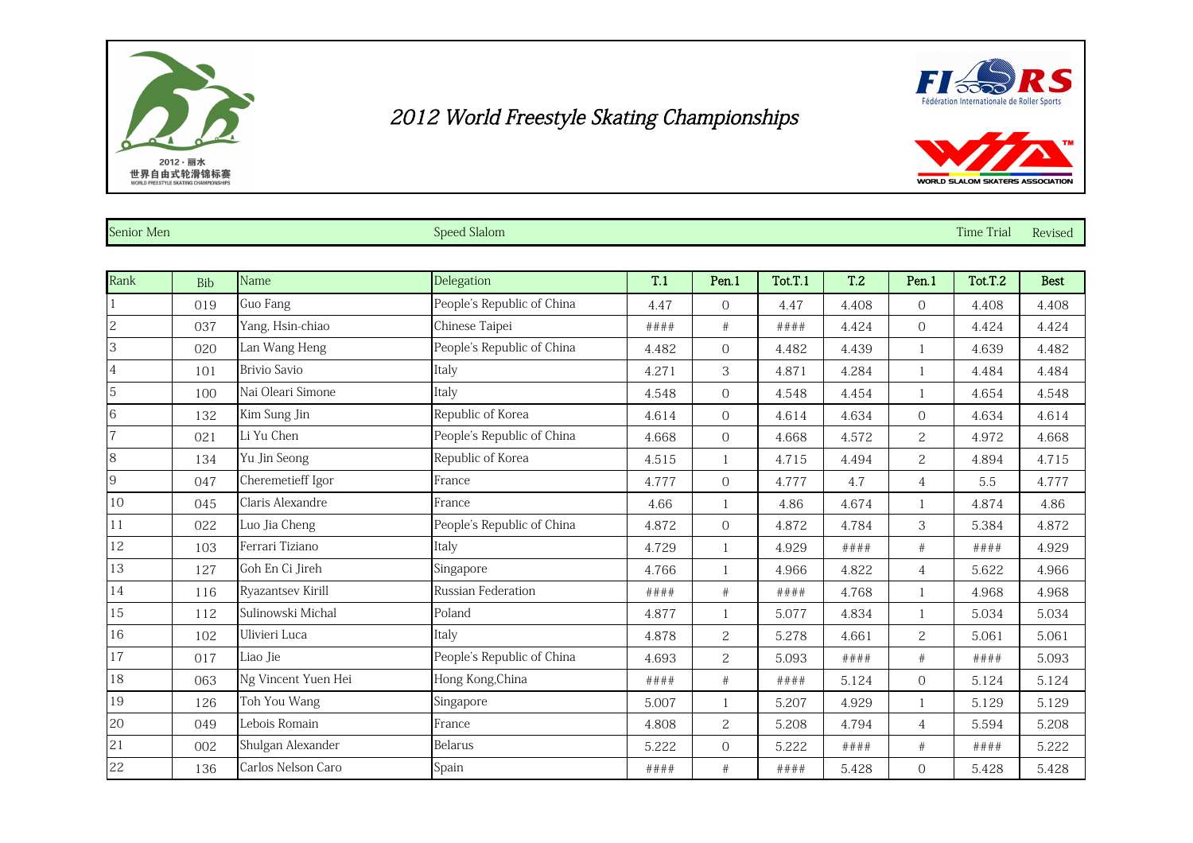# 2012 World Freestyle Skating Championships

2012 · 丽水
世界自由式轮滑锦标赛
WORLD FREESTYLE SKATING CHAMPIONSHIPS

FIRS Fédération Internationale de Roller Sports

WORLD SLALOM SKATERS ASSOCIATION

| Senior Men | Speed Slalom | Time Trial | Revised |
|---|---|---|---|

| Rank | Bib | Name | Delegation | T.1 | Pen.1 | Tot.T.1 | T.2 | Pen.1 | Tot.T.2 | Best |
|---|---|---|---|---|---|---|---|---|---|---|
| 1 | 019 | Guo Fang | People's Republic of China | 4.47 | 0 | 4.47 | 4.408 | 0 | 4.408 | 4.408 |
| 2 | 037 | Yang, Hsin-chiao | Chinese Taipei | #### | # | #### | 4.424 | 0 | 4.424 | 4.424 |
| 3 | 020 | Lan Wang Heng | People's Republic of China | 4.482 | 0 | 4.482 | 4.439 | 1 | 4.639 | 4.482 |
| 4 | 101 | Brivio Savio | Italy | 4.271 | 3 | 4.871 | 4.284 | 1 | 4.484 | 4.484 |
| 5 | 100 | Nai Oleari Simone | Italy | 4.548 | 0 | 4.548 | 4.454 | 1 | 4.654 | 4.548 |
| 6 | 132 | Kim Sung Jin | Republic of Korea | 4.614 | 0 | 4.614 | 4.634 | 0 | 4.634 | 4.614 |
| 7 | 021 | Li Yu Chen | People's Republic of China | 4.668 | 0 | 4.668 | 4.572 | 2 | 4.972 | 4.668 |
| 8 | 134 | Yu Jin Seong | Republic of Korea | 4.515 | 1 | 4.715 | 4.494 | 2 | 4.894 | 4.715 |
| 9 | 047 | Cheremetieff Igor | France | 4.777 | 0 | 4.777 | 4.7 | 4 | 5.5 | 4.777 |
| 10 | 045 | Claris Alexandre | France | 4.66 | 1 | 4.86 | 4.674 | 1 | 4.874 | 4.86 |
| 11 | 022 | Luo Jia Cheng | People's Republic of China | 4.872 | 0 | 4.872 | 4.784 | 3 | 5.384 | 4.872 |
| 12 | 103 | Ferrari Tiziano | Italy | 4.729 | 1 | 4.929 | #### | # | #### | 4.929 |
| 13 | 127 | Goh En Ci Jireh | Singapore | 4.766 | 1 | 4.966 | 4.822 | 4 | 5.622 | 4.966 |
| 14 | 116 | Ryazantsev Kirill | Russian Federation | #### | # | #### | 4.768 | 1 | 4.968 | 4.968 |
| 15 | 112 | Sulinowski Michal | Poland | 4.877 | 1 | 5.077 | 4.834 | 1 | 5.034 | 5.034 |
| 16 | 102 | Ulivieri Luca | Italy | 4.878 | 2 | 5.278 | 4.661 | 2 | 5.061 | 5.061 |
| 17 | 017 | Liao Jie | People's Republic of China | 4.693 | 2 | 5.093 | #### | # | #### | 5.093 |
| 18 | 063 | Ng Vincent Yuen Hei | Hong Kong,China | #### | # | #### | 5.124 | 0 | 5.124 | 5.124 |
| 19 | 126 | Toh You Wang | Singapore | 5.007 | 1 | 5.207 | 4.929 | 1 | 5.129 | 5.129 |
| 20 | 049 | Lebois Romain | France | 4.808 | 2 | 5.208 | 4.794 | 4 | 5.594 | 5.208 |
| 21 | 002 | Shulgan Alexander | Belarus | 5.222 | 0 | 5.222 | #### | # | #### | 5.222 |
| 22 | 136 | Carlos Nelson Caro | Spain | #### | # | #### | 5.428 | 0 | 5.428 | 5.428 |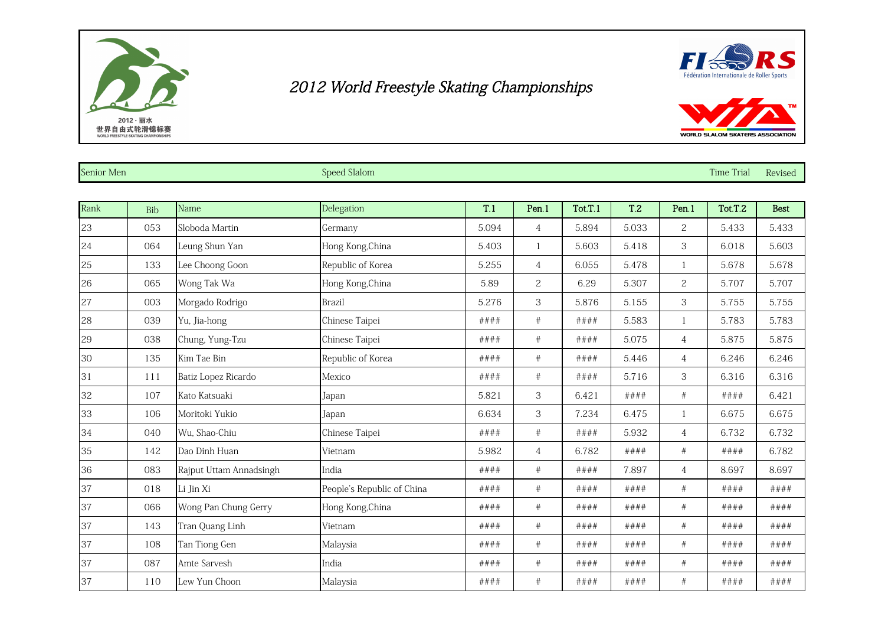# 2012 World Freestyle Skating Championships

| Senior Men | Speed Slalom | Time Trial | Revised |
|---|---|---|---|

| Rank | Bib | Name | Delegation | T.1 | Pen.1 | Tot.T.1 | T.2 | Pen.1 | Tot.T.2 | Best |
|---|---|---|---|---|---|---|---|---|---|---|
| 23 | 053 | Sloboda Martin | Germany | 5.094 | 4 | 5.894 | 5.033 | 2 | 5.433 | 5.433 |
| 24 | 064 | Leung Shun Yan | Hong Kong,China | 5.403 | 1 | 5.603 | 5.418 | 3 | 6.018 | 5.603 |
| 25 | 133 | Lee Choong Goon | Republic of Korea | 5.255 | 4 | 6.055 | 5.478 | 1 | 5.678 | 5.678 |
| 26 | 065 | Wong Tak Wa | Hong Kong,China | 5.89 | 2 | 6.29 | 5.307 | 2 | 5.707 | 5.707 |
| 27 | 003 | Morgado Rodrigo | Brazil | 5.276 | 3 | 5.876 | 5.155 | 3 | 5.755 | 5.755 |
| 28 | 039 | Yu, Jia-hong | Chinese Taipei | #### | # | #### | 5.583 | 1 | 5.783 | 5.783 |
| 29 | 038 | Chung, Yung-Tzu | Chinese Taipei | #### | # | #### | 5.075 | 4 | 5.875 | 5.875 |
| 30 | 135 | Kim Tae Bin | Republic of Korea | #### | # | #### | 5.446 | 4 | 6.246 | 6.246 |
| 31 | 111 | Batiz Lopez Ricardo | Mexico | #### | # | #### | 5.716 | 3 | 6.316 | 6.316 |
| 32 | 107 | Kato Katsuaki | Japan | 5.821 | 3 | 6.421 | #### | # | #### | 6.421 |
| 33 | 106 | Moritoki Yukio | Japan | 6.634 | 3 | 7.234 | 6.475 | 1 | 6.675 | 6.675 |
| 34 | 040 | Wu, Shao-Chiu | Chinese Taipei | #### | # | #### | 5.932 | 4 | 6.732 | 6.732 |
| 35 | 142 | Dao Dinh Huan | Vietnam | 5.982 | 4 | 6.782 | #### | # | #### | 6.782 |
| 36 | 083 | Rajput Uttam Annadsingh | India | #### | # | #### | 7.897 | 4 | 8.697 | 8.697 |
| 37 | 018 | Li Jin Xi | People's Republic of China | #### | # | #### | #### | # | #### | #### |
| 37 | 066 | Wong Pan Chung Gerry | Hong Kong,China | #### | # | #### | #### | # | #### | #### |
| 37 | 143 | Tran Quang Linh | Vietnam | #### | # | #### | #### | # | #### | #### |
| 37 | 108 | Tan Tiong Gen | Malaysia | #### | # | #### | #### | # | #### | #### |
| 37 | 087 | Amte Sarvesh | India | #### | # | #### | #### | # | #### | #### |
| 37 | 110 | Lew Yun Choon | Malaysia | #### | # | #### | #### | # | #### | #### |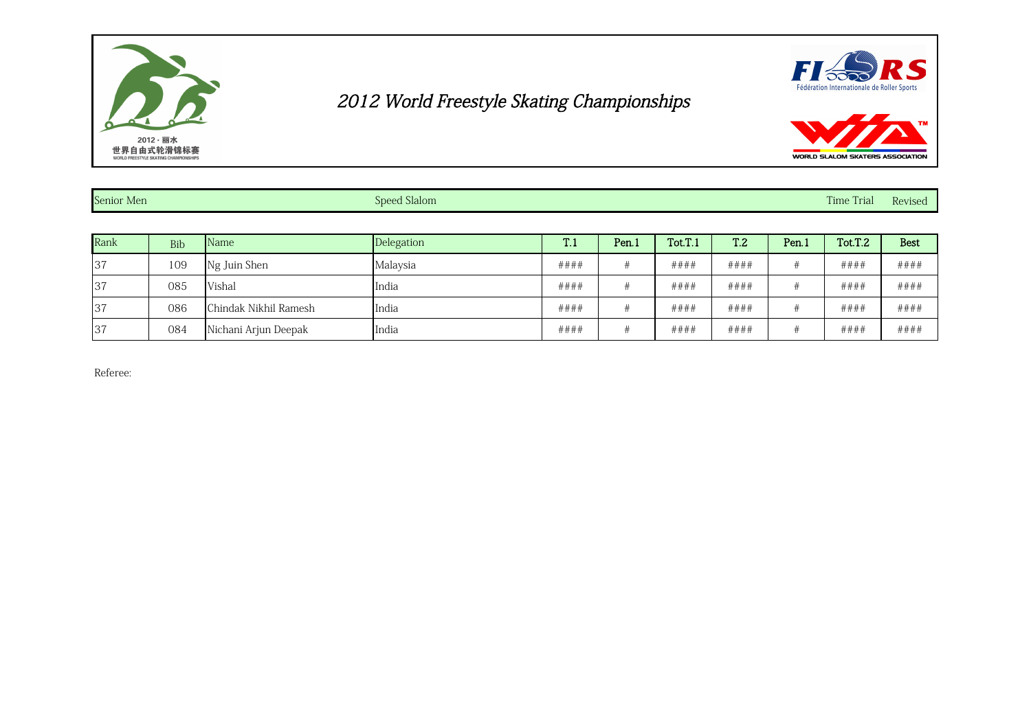# 2012 World Freestyle Skating Championships

2012 · 丽水
世界自由式轮滑锦标赛
WORLD FREESTYLE SKATING CHAMPIONSHIPS

FIRS Fédération Internationale de Roller Sports

WORLD SLALOM SKATERS ASSOCIATION

| Senior Men | Speed Slalom | Time Trial | Revised |
|---|---|---|---|

| Rank | Bib | Name | Delegation | T.1 | Pen.1 | Tot.T.1 | T.2 | Pen.1 | Tot.T.2 | Best |
|---|---|---|---|---|---|---|---|---|---|---|
| 37 | 109 | Ng Juin Shen | Malaysia | #### | # | #### | #### | # | #### | #### |
| 37 | 085 | Vishal | India | #### | # | #### | #### | # | #### | #### |
| 37 | 086 | Chindak Nikhil Ramesh | India | #### | # | #### | #### | # | #### | #### |
| 37 | 084 | Nichani Arjun Deepak | India | #### | # | #### | #### | # | #### | #### |

Referee: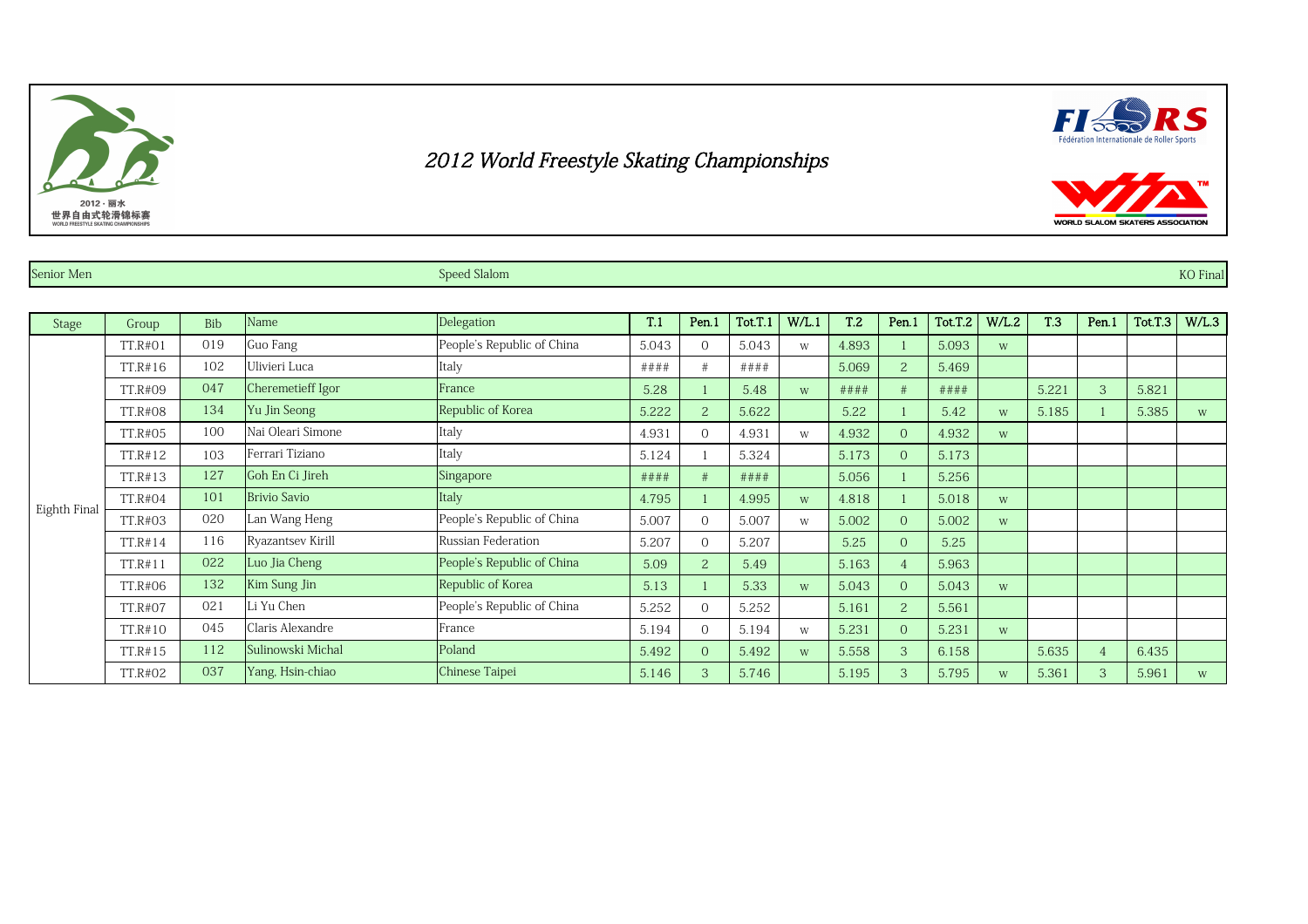# 2012 World Freestyle Skating Championships

Senior Men | Speed Slalom | KO Final

| Stage | Group | Bib | Name | Delegation | T.1 | Pen.1 | Tot.T.1 | W/L.1 | T.2 | Pen.1 | Tot.T.2 | W/L.2 | T.3 | Pen.1 | Tot.T.3 | W/L.3 |
|---|---|---|---|---|---|---|---|---|---|---|---|---|---|---|---|---|
| Eighth Final | TT.R#01 | 019 | Guo Fang | People's Republic of China | 5.043 | 0 | 5.043 | W | 4.893 | 1 | 5.093 | W | | | | |
| | TT.R#16 | 102 | Ulivieri Luca | Italy | #### | # | #### | | 5.069 | 2 | 5.469 | | | | | |
| | TT.R#09 | 047 | Cheremetieff Igor | France | 5.28 | 1 | 5.48 | W | #### | # | #### | | 5.221 | 3 | 5.821 | |
| | TT.R#08 | 134 | Yu Jin Seong | Republic of Korea | 5.222 | 2 | 5.622 | | 5.22 | 1 | 5.42 | W | 5.185 | 1 | 5.385 | W |
| | TT.R#05 | 100 | Nai Oleari Simone | Italy | 4.931 | 0 | 4.931 | W | 4.932 | 0 | 4.932 | W | | | | |
| | TT.R#12 | 103 | Ferrari Tiziano | Italy | 5.124 | 1 | 5.324 | | 5.173 | 0 | 5.173 | | | | | |
| | TT.R#13 | 127 | Goh En Ci Jireh | Singapore | #### | # | #### | | 5.056 | 1 | 5.256 | | | | | |
| | TT.R#04 | 101 | Brivio Savio | Italy | 4.795 | 1 | 4.995 | W | 4.818 | 1 | 5.018 | W | | | | |
| | TT.R#03 | 020 | Lan Wang Heng | People's Republic of China | 5.007 | 0 | 5.007 | W | 5.002 | 0 | 5.002 | W | | | | |
| | TT.R#14 | 116 | Ryazantsev Kirill | Russian Federation | 5.207 | 0 | 5.207 | | 5.25 | 0 | 5.25 | | | | | |
| | TT.R#11 | 022 | Luo Jia Cheng | People's Republic of China | 5.09 | 2 | 5.49 | | 5.163 | 4 | 5.963 | | | | | |
| | TT.R#06 | 132 | Kim Sung Jin | Republic of Korea | 5.13 | 1 | 5.33 | W | 5.043 | 0 | 5.043 | W | | | | |
| | TT.R#07 | 021 | Li Yu Chen | People's Republic of China | 5.252 | 0 | 5.252 | | 5.161 | 2 | 5.561 | | | | | |
| | TT.R#10 | 045 | Claris Alexandre | France | 5.194 | 0 | 5.194 | W | 5.231 | 0 | 5.231 | W | | | | |
| | TT.R#15 | 112 | Sulinowski Michal | Poland | 5.492 | 0 | 5.492 | W | 5.558 | 3 | 6.158 | | 5.635 | 4 | 6.435 | |
| | TT.R#02 | 037 | Yang, Hsin-chiao | Chinese Taipei | 5.146 | 3 | 5.746 | | 5.195 | 3 | 5.795 | W | 5.361 | 3 | 5.961 | W |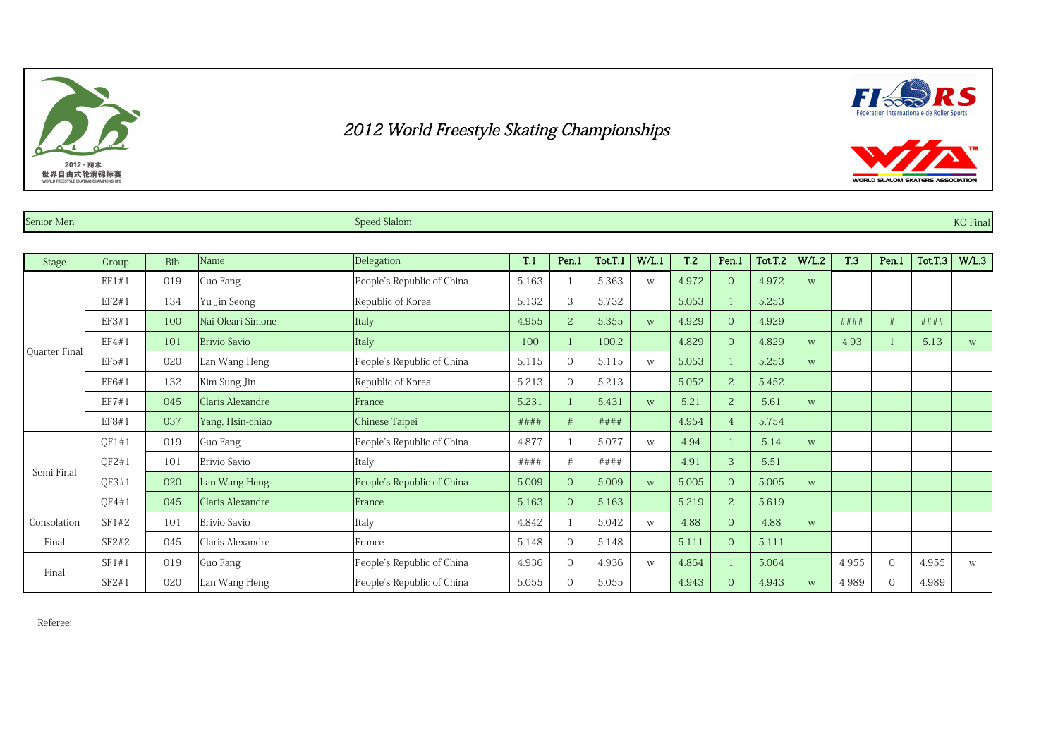# 2012 World Freestyle Skating Championships

Senior Men | Speed Slalom | KO Final

| Stage | Group | Bib | Name | Delegation | T.1 | Pen.1 | Tot.T.1 | W/L.1 | T.2 | Pen.1 | Tot.T.2 | W/L.2 | T.3 | Pen.1 | Tot.T.3 | W/L.3 |
|---|---|---|---|---|---|---|---|---|---|---|---|---|---|---|---|---|
| Quarter Final | EF1#1 | 019 | Guo Fang | People's Republic of China | 5.163 | 1 | 5.363 | W | 4.972 | 0 | 4.972 | W | | | | |
| | EF2#1 | 134 | Yu Jin Seong | Republic of Korea | 5.132 | 3 | 5.732 | | 5.053 | 1 | 5.253 | | | | | |
| | EF3#1 | 100 | Nai Oleari Simone | Italy | 4.955 | 2 | 5.355 | W | 4.929 | 0 | 4.929 | | #### | # | #### | |
| | EF4#1 | 101 | Brivio Savio | Italy | 100 | 1 | 100.2 | | 4.829 | 0 | 4.829 | W | 4.93 | 1 | 5.13 | W |
| | EF5#1 | 020 | Lan Wang Heng | People's Republic of China | 5.115 | 0 | 5.115 | W | 5.053 | 1 | 5.253 | W | | | | |
| | EF6#1 | 132 | Kim Sung Jin | Republic of Korea | 5.213 | 0 | 5.213 | | 5.052 | 2 | 5.452 | | | | | |
| | EF7#1 | 045 | Claris Alexandre | France | 5.231 | 1 | 5.431 | W | 5.21 | 2 | 5.61 | W | | | | |
| | EF8#1 | 037 | Yang, Hsin-chiao | Chinese Taipei | #### | # | #### | | 4.954 | 4 | 5.754 | | | | | |
| Semi Final | QF1#1 | 019 | Guo Fang | People's Republic of China | 4.877 | 1 | 5.077 | W | 4.94 | 1 | 5.14 | W | | | | |
| | QF2#1 | 101 | Brivio Savio | Italy | #### | # | #### | | 4.91 | 3 | 5.51 | | | | | |
| | QF3#1 | 020 | Lan Wang Heng | People's Republic of China | 5.009 | 0 | 5.009 | W | 5.005 | 0 | 5.005 | W | | | | |
| | QF4#1 | 045 | Claris Alexandre | France | 5.163 | 0 | 5.163 | | 5.219 | 2 | 5.619 | | | | | |
| Consolation Final | SF1#2 | 101 | Brivio Savio | Italy | 4.842 | 1 | 5.042 | W | 4.88 | 0 | 4.88 | W | | | | |
| | SF2#2 | 045 | Claris Alexandre | France | 5.148 | 0 | 5.148 | | 5.111 | 0 | 5.111 | | | | | |
| Final | SF1#1 | 019 | Guo Fang | People's Republic of China | 4.936 | 0 | 4.936 | W | 4.864 | 1 | 5.064 | | 4.955 | 0 | 4.955 | W |
| | SF2#1 | 020 | Lan Wang Heng | People's Republic of China | 5.055 | 0 | 5.055 | | 4.943 | 0 | 4.943 | W | 4.989 | 0 | 4.989 | |

Referee: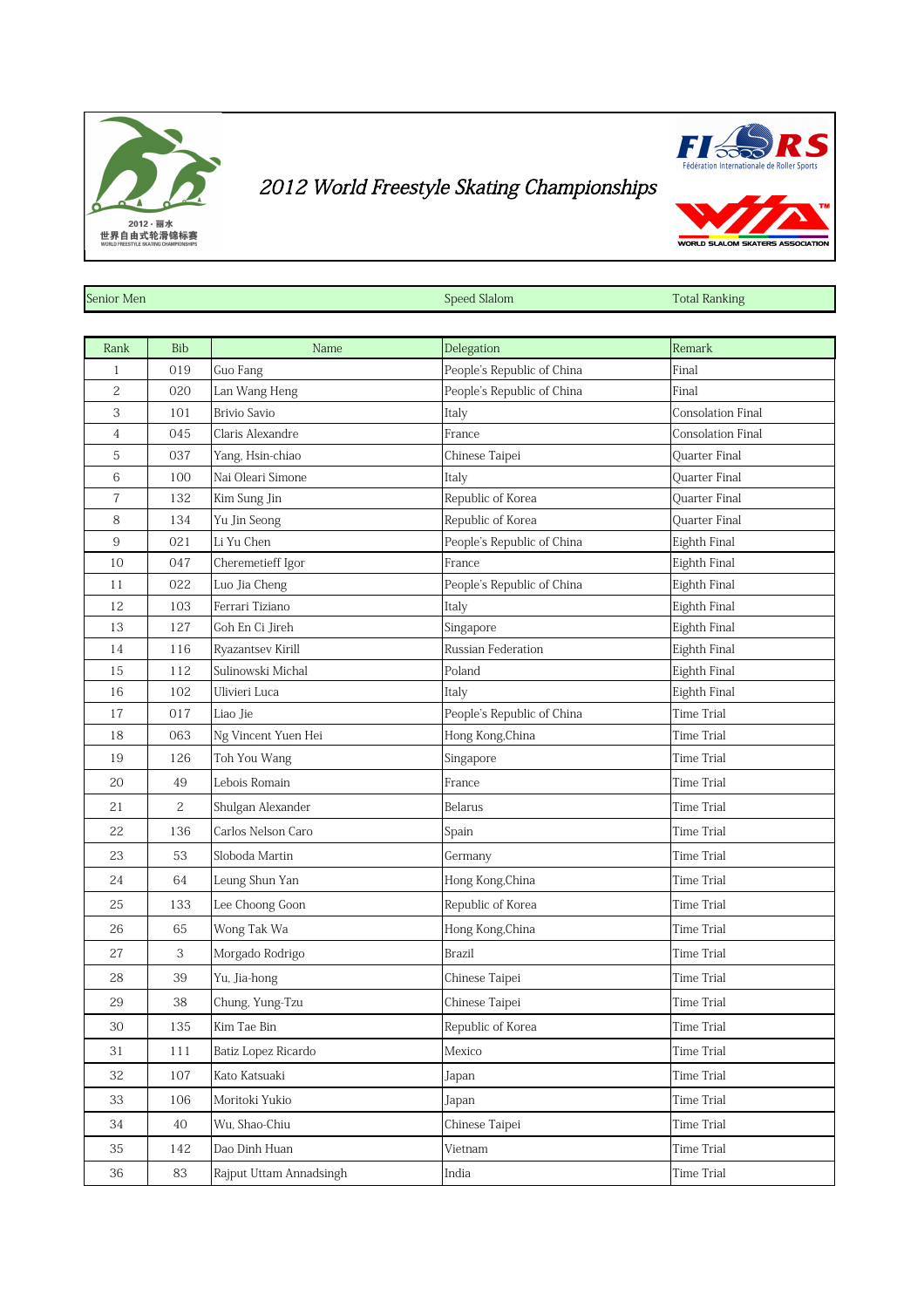# 2012 World Freestyle Skating Championships

| Senior Men | Speed Slalom | Total Ranking |
|---|---|---|

| Rank | Bib | Name | Delegation | Remark |
|---|---|---|---|---|
| 1 | 019 | Guo Fang | People's Republic of China | Final |
| 2 | 020 | Lan Wang Heng | People's Republic of China | Final |
| 3 | 101 | Brivio Savio | Italy | Consolation Final |
| 4 | 045 | Claris Alexandre | France | Consolation Final |
| 5 | 037 | Yang, Hsin-chiao | Chinese Taipei | Quarter Final |
| 6 | 100 | Nai Oleari Simone | Italy | Quarter Final |
| 7 | 132 | Kim Sung Jin | Republic of Korea | Quarter Final |
| 8 | 134 | Yu Jin Seong | Republic of Korea | Quarter Final |
| 9 | 021 | Li Yu Chen | People's Republic of China | Eighth Final |
| 10 | 047 | Cheremetieff Igor | France | Eighth Final |
| 11 | 022 | Luo Jia Cheng | People's Republic of China | Eighth Final |
| 12 | 103 | Ferrari Tiziano | Italy | Eighth Final |
| 13 | 127 | Goh En Ci Jireh | Singapore | Eighth Final |
| 14 | 116 | Ryazantsev Kirill | Russian Federation | Eighth Final |
| 15 | 112 | Sulinowski Michal | Poland | Eighth Final |
| 16 | 102 | Ulivieri Luca | Italy | Eighth Final |
| 17 | 017 | Liao Jie | People's Republic of China | Time Trial |
| 18 | 063 | Ng Vincent Yuen Hei | Hong Kong,China | Time Trial |
| 19 | 126 | Toh You Wang | Singapore | Time Trial |
| 20 | 49 | Lebois Romain | France | Time Trial |
| 21 | 2 | Shulgan Alexander | Belarus | Time Trial |
| 22 | 136 | Carlos Nelson Caro | Spain | Time Trial |
| 23 | 53 | Sloboda Martin | Germany | Time Trial |
| 24 | 64 | Leung Shun Yan | Hong Kong,China | Time Trial |
| 25 | 133 | Lee Choong Goon | Republic of Korea | Time Trial |
| 26 | 65 | Wong Tak Wa | Hong Kong,China | Time Trial |
| 27 | 3 | Morgado Rodrigo | Brazil | Time Trial |
| 28 | 39 | Yu, Jia-hong | Chinese Taipei | Time Trial |
| 29 | 38 | Chung, Yung-Tzu | Chinese Taipei | Time Trial |
| 30 | 135 | Kim Tae Bin | Republic of Korea | Time Trial |
| 31 | 111 | Batiz Lopez Ricardo | Mexico | Time Trial |
| 32 | 107 | Kato Katsuaki | Japan | Time Trial |
| 33 | 106 | Moritoki Yukio | Japan | Time Trial |
| 34 | 40 | Wu, Shao-Chiu | Chinese Taipei | Time Trial |
| 35 | 142 | Dao Dinh Huan | Vietnam | Time Trial |
| 36 | 83 | Rajput Uttam Annadsingh | India | Time Trial |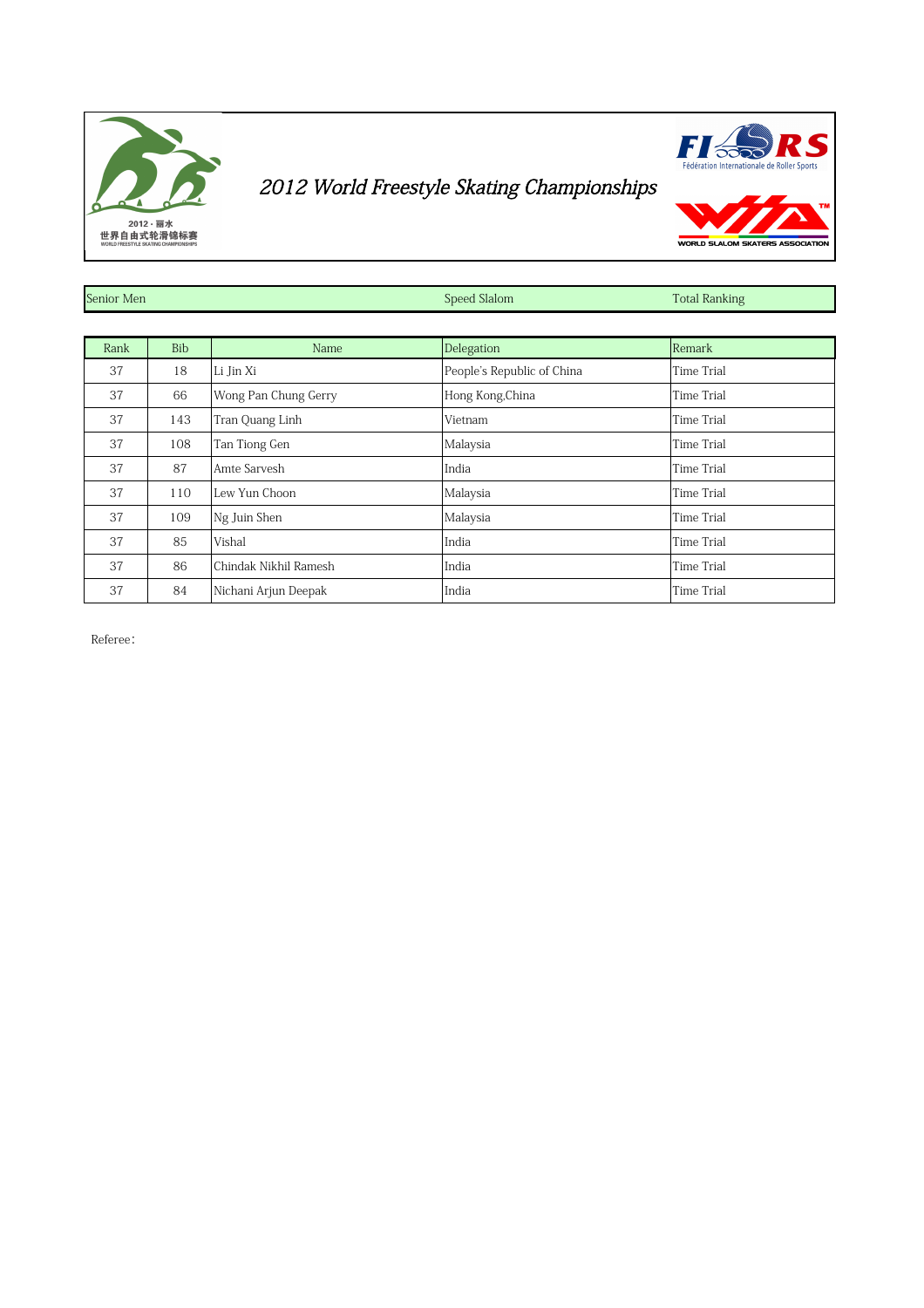# 2012 World Freestyle Skating Championships

| Senior Men | Speed Slalom | Total Ranking |
|---|---|---|

| Rank | Bib | Name | Delegation | Remark |
|---|---|---|---|---|
| 37 | 18 | Li Jin Xi | People's Republic of China | Time Trial |
| 37 | 66 | Wong Pan Chung Gerry | Hong Kong,China | Time Trial |
| 37 | 143 | Tran Quang Linh | Vietnam | Time Trial |
| 37 | 108 | Tan Tiong Gen | Malaysia | Time Trial |
| 37 | 87 | Amte Sarvesh | India | Time Trial |
| 37 | 110 | Lew Yun Choon | Malaysia | Time Trial |
| 37 | 109 | Ng Juin Shen | Malaysia | Time Trial |
| 37 | 85 | Vishal | India | Time Trial |
| 37 | 86 | Chindak Nikhil Ramesh | India | Time Trial |
| 37 | 84 | Nichani Arjun Deepak | India | Time Trial |

Referee：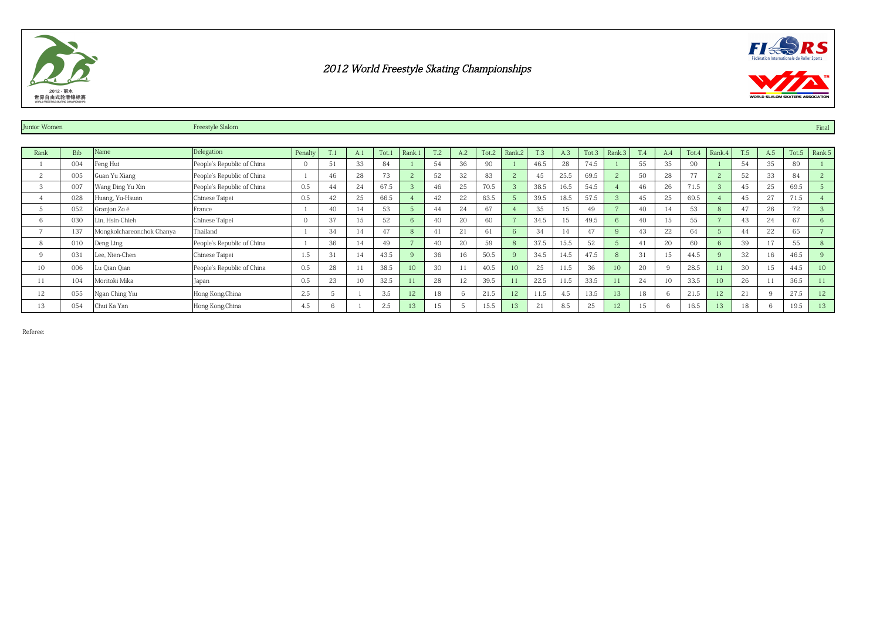# 2012 World Freestyle Skating Championships

Junior Women | Freestyle Slalom | Final

| Rank | Bib | Name | Delegation | Penalty | T.1 | A.1 | Tot.1 | Rank.1 | T.2 | A.2 | Tot.2 | Rank.2 | T.3 | A.3 | Tot.3 | Rank.3 | T.4 | A.4 | Tot.4 | Rank.4 | T.5 | A.5 | Tot.5 | Rank.5 |
|---|---|---|---|---|---|---|---|---|---|---|---|---|---|---|---|---|---|---|---|---|---|---|---|---|
| 1 | 004 | Feng Hui | People's Republic of China | 0 | 51 | 33 | 84 | 1 | 54 | 36 | 90 | 1 | 46.5 | 28 | 74.5 | 1 | 55 | 35 | 90 | 1 | 54 | 35 | 89 | 1 |
| 2 | 005 | Guan Yu Xiang | People's Republic of China | 1 | 46 | 28 | 73 | 2 | 52 | 32 | 83 | 2 | 45 | 25.5 | 69.5 | 2 | 50 | 28 | 77 | 2 | 52 | 33 | 84 | 2 |
| 3 | 007 | Wang Ding Yu Xin | People's Republic of China | 0.5 | 44 | 24 | 67.5 | 3 | 46 | 25 | 70.5 | 3 | 38.5 | 16.5 | 54.5 | 4 | 46 | 26 | 71.5 | 3 | 45 | 25 | 69.5 | 5 |
| 4 | 028 | Huang, Yu-Hsuan | Chinese Taipei | 0.5 | 42 | 25 | 66.5 | 4 | 42 | 22 | 63.5 | 5 | 39.5 | 18.5 | 57.5 | 3 | 45 | 25 | 69.5 | 4 | 45 | 27 | 71.5 | 4 |
| 5 | 052 | Granjon Zo é | France | 1 | 40 | 14 | 53 | 5 | 44 | 24 | 67 | 4 | 35 | 15 | 49 | 7 | 40 | 14 | 53 | 8 | 47 | 26 | 72 | 3 |
| 6 | 030 | Lin, Hsin-Chieh | Chinese Taipei | 0 | 37 | 15 | 52 | 6 | 40 | 20 | 60 | 7 | 34.5 | 15 | 49.5 | 6 | 40 | 15 | 55 | 7 | 43 | 24 | 67 | 6 |
| 7 | 137 | Mongkolchareonchok Chanya | Thailand | 1 | 34 | 14 | 47 | 8 | 41 | 21 | 61 | 6 | 34 | 14 | 47 | 9 | 43 | 22 | 64 | 5 | 44 | 22 | 65 | 7 |
| 8 | 010 | Deng Ling | People's Republic of China | 1 | 36 | 14 | 49 | 7 | 40 | 20 | 59 | 8 | 37.5 | 15.5 | 52 | 5 | 41 | 20 | 60 | 6 | 39 | 17 | 55 | 8 |
| 9 | 031 | Lee, Nien-Chen | Chinese Taipei | 1.5 | 31 | 14 | 43.5 | 9 | 36 | 16 | 50.5 | 9 | 34.5 | 14.5 | 47.5 | 8 | 31 | 15 | 44.5 | 9 | 32 | 16 | 46.5 | 9 |
| 10 | 006 | Lu Qian Qian | People's Republic of China | 0.5 | 28 | 11 | 38.5 | 10 | 30 | 11 | 40.5 | 10 | 25 | 11.5 | 36 | 10 | 20 | 9 | 28.5 | 11 | 30 | 15 | 44.5 | 10 |
| 11 | 104 | Moritoki Mika | Japan | 0.5 | 23 | 10 | 32.5 | 11 | 28 | 12 | 39.5 | 11 | 22.5 | 11.5 | 33.5 | 11 | 24 | 10 | 33.5 | 10 | 26 | 11 | 36.5 | 11 |
| 12 | 055 | Ngan Ching Yiu | Hong Kong,China | 2.5 | 5 | 1 | 3.5 | 12 | 18 | 6 | 21.5 | 12 | 11.5 | 4.5 | 13.5 | 13 | 18 | 6 | 21.5 | 12 | 21 | 9 | 27.5 | 12 |
| 13 | 054 | Chui Ka Yan | Hong Kong,China | 4.5 | 6 | 1 | 2.5 | 13 | 15 | 5 | 15.5 | 13 | 21 | 8.5 | 25 | 12 | 15 | 6 | 16.5 | 13 | 18 | 6 | 19.5 | 13 |

Referee: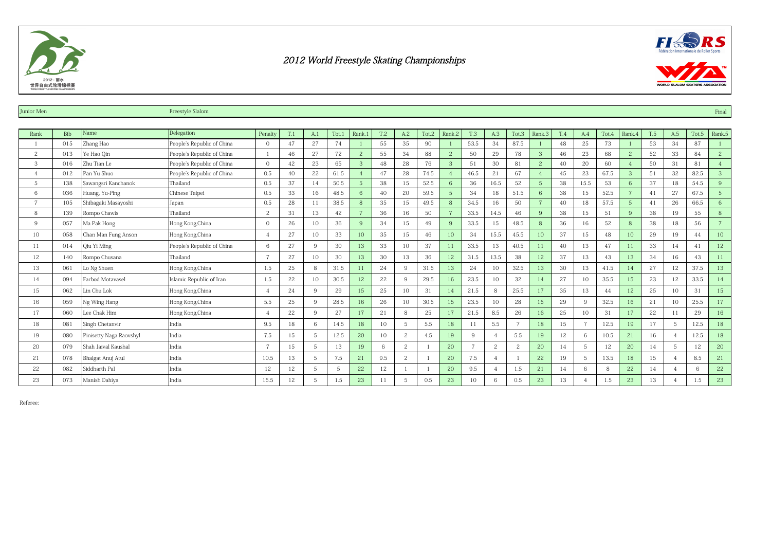# 2012 World Freestyle Skating Championships

Junior Men | Freestyle Slalom | Final

| Rank | Bib | Name | Delegation | Penalty | T.1 | A.1 | Tot.1 | Rank.1 | T.2 | A.2 | Tot.2 | Rank.2 | T.3 | A.3 | Tot.3 | Rank.3 | T.4 | A.4 | Tot.4 | Rank.4 | T.5 | A.5 | Tot.5 | Rank.5 |
|---|---|---|---|---|---|---|---|---|---|---|---|---|---|---|---|---|---|---|---|---|---|---|---|---|
| 1 | 015 | Zhang Hao | People's Republic of China | 0 | 47 | 27 | 74 | 1 | 55 | 35 | 90 | 1 | 53.5 | 34 | 87.5 | 1 | 48 | 25 | 73 | 1 | 53 | 34 | 87 | 1 |
| 2 | 013 | Ye Hao Qin | People's Republic of China | 1 | 46 | 27 | 72 | 2 | 55 | 34 | 88 | 2 | 50 | 29 | 78 | 3 | 46 | 23 | 68 | 2 | 52 | 33 | 84 | 2 |
| 3 | 016 | Zhu Tian Le | People's Republic of China | 0 | 42 | 23 | 65 | 3 | 48 | 28 | 76 | 3 | 51 | 30 | 81 | 2 | 40 | 20 | 60 | 4 | 50 | 31 | 81 | 4 |
| 4 | 012 | Pan Yu Shuo | People's Republic of China | 0.5 | 40 | 22 | 61.5 | 4 | 47 | 28 | 74.5 | 4 | 46.5 | 21 | 67 | 4 | 45 | 23 | 67.5 | 3 | 51 | 32 | 82.5 | 3 |
| 5 | 138 | Sawangsri Kanchanok | Thailand | 0.5 | 37 | 14 | 50.5 | 5 | 38 | 15 | 52.5 | 6 | 36 | 16.5 | 52 | 5 | 38 | 15.5 | 53 | 6 | 37 | 18 | 54.5 | 9 |
| 6 | 036 | Huang, Yu-Ping | Chinese Taipei | 0.5 | 33 | 16 | 48.5 | 6 | 40 | 20 | 59.5 | 5 | 34 | 18 | 51.5 | 6 | 38 | 15 | 52.5 | 7 | 41 | 27 | 67.5 | 5 |
| 7 | 105 | Shibagaki Masayoshi | Japan | 0.5 | 28 | 11 | 38.5 | 8 | 35 | 15 | 49.5 | 8 | 34.5 | 16 | 50 | 7 | 40 | 18 | 57.5 | 5 | 41 | 26 | 66.5 | 6 |
| 8 | 139 | Rompo Chawis | Thailand | 2 | 31 | 13 | 42 | 7 | 36 | 16 | 50 | 7 | 33.5 | 14.5 | 46 | 9 | 38 | 15 | 51 | 9 | 38 | 19 | 55 | 8 |
| 9 | 057 | Ma Pak Hong | Hong Kong,China | 0 | 26 | 10 | 36 | 9 | 34 | 15 | 49 | 9 | 33.5 | 15 | 48.5 | 8 | 36 | 16 | 52 | 8 | 38 | 18 | 56 | 7 |
| 10 | 058 | Chan Man Fung Anson | Hong Kong,China | 4 | 27 | 10 | 33 | 10 | 35 | 15 | 46 | 10 | 34 | 15.5 | 45.5 | 10 | 37 | 15 | 48 | 10 | 29 | 19 | 44 | 10 |
| 11 | 014 | Qiu Yi Ming | People's Republic of China | 6 | 27 | 9 | 30 | 13 | 33 | 10 | 37 | 11 | 33.5 | 13 | 40.5 | 11 | 40 | 13 | 47 | 11 | 33 | 14 | 41 | 12 |
| 12 | 140 | Rompo Chusana | Thailand | 7 | 27 | 10 | 30 | 13 | 30 | 13 | 36 | 12 | 31.5 | 13.5 | 38 | 12 | 37 | 13 | 43 | 13 | 34 | 16 | 43 | 11 |
| 13 | 061 | Lo Ng Shuen | Hong Kong,China | 1.5 | 25 | 8 | 31.5 | 11 | 24 | 9 | 31.5 | 13 | 24 | 10 | 32.5 | 13 | 30 | 13 | 41.5 | 14 | 27 | 12 | 37.5 | 13 |
| 14 | 094 | Farbod Motavasel | Islamic Republic of Iran | 1.5 | 22 | 10 | 30.5 | 12 | 22 | 9 | 29.5 | 16 | 23.5 | 10 | 32 | 14 | 27 | 10 | 35.5 | 15 | 23 | 12 | 33.5 | 14 |
| 15 | 062 | Lin Chu Lok | Hong Kong,China | 4 | 24 | 9 | 29 | 15 | 25 | 10 | 31 | 14 | 21.5 | 8 | 25.5 | 17 | 35 | 13 | 44 | 12 | 25 | 10 | 31 | 15 |
| 16 | 059 | Ng Wing Hang | Hong Kong,China | 5.5 | 25 | 9 | 28.5 | 16 | 26 | 10 | 30.5 | 15 | 23.5 | 10 | 28 | 15 | 29 | 9 | 32.5 | 16 | 21 | 10 | 25.5 | 17 |
| 17 | 060 | Lee Chak Him | Hong Kong,China | 4 | 22 | 9 | 27 | 17 | 21 | 8 | 25 | 17 | 21.5 | 8.5 | 26 | 16 | 25 | 10 | 31 | 17 | 22 | 11 | 29 | 16 |
| 18 | 081 | Singh Chetanvir | India | 9.5 | 18 | 6 | 14.5 | 18 | 10 | 5 | 5.5 | 18 | 11 | 5.5 | 7 | 18 | 15 | 7 | 12.5 | 19 | 17 | 5 | 12.5 | 18 |
| 19 | 080 | Pinisetty Naga Raovshyl | India | 7.5 | 15 | 5 | 12.5 | 20 | 10 | 2 | 4.5 | 19 | 9 | 4 | 5.5 | 19 | 12 | 6 | 10.5 | 21 | 16 | 4 | 12.5 | 18 |
| 20 | 079 | Shah Jaival Kaushal | India | 7 | 15 | 5 | 13 | 19 | 6 | 2 | 1 | 20 | 7 | 2 | 2 | 20 | 14 | 5 | 12 | 20 | 14 | 5 | 12 | 20 |
| 21 | 078 | Bhalgat Anuj Atul | India | 10.5 | 13 | 5 | 7.5 | 21 | 9.5 | 2 | 1 | 20 | 7.5 | 4 | 1 | 22 | 19 | 5 | 13.5 | 18 | 15 | 4 | 8.5 | 21 |
| 22 | 082 | Siddharth Pal | India | 12 | 12 | 5 | 5 | 22 | 12 | 1 | 1 | 20 | 9.5 | 4 | 1.5 | 21 | 14 | 6 | 8 | 22 | 14 | 4 | 6 | 22 |
| 23 | 073 | Manish Dahiya | India | 15.5 | 12 | 5 | 1.5 | 23 | 11 | 5 | 0.5 | 23 | 10 | 6 | 0.5 | 23 | 13 | 4 | 1.5 | 23 | 13 | 4 | 1.5 | 23 |

Referee: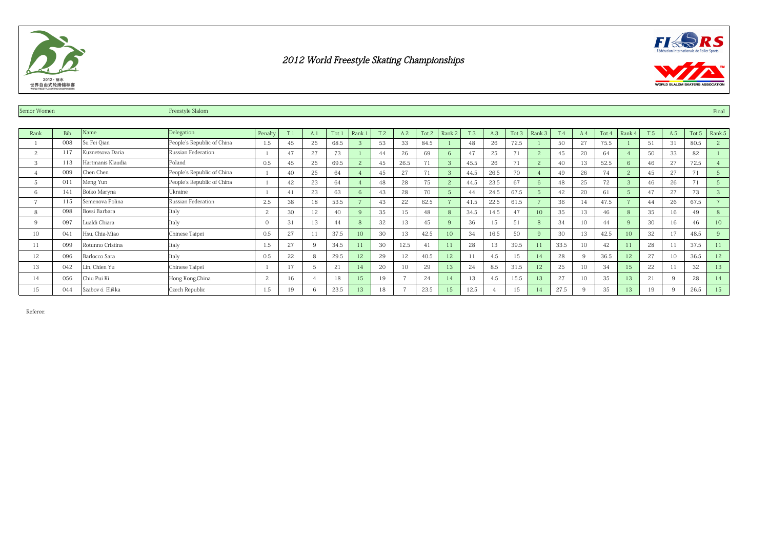# 2012 World Freestyle Skating Championships

Senior Women | Freestyle Slalom | Final

| Rank | Bib | Name | Delegation | Penalty | T.1 | A.1 | Tot.1 | Rank.1 | T.2 | A.2 | Tot.2 | Rank.2 | T.3 | A.3 | Tot.3 | Rank.3 | T.4 | A.4 | Tot.4 | Rank.4 | T.5 | A.5 | Tot.5 | Rank.5 |
|---|---|---|---|---|---|---|---|---|---|---|---|---|---|---|---|---|---|---|---|---|---|---|---|---|
| 1 | 008 | Su Fei Qian | People's Republic of China | 1.5 | 45 | 25 | 68.5 | 3 | 53 | 33 | 84.5 | 1 | 48 | 26 | 72.5 | 1 | 50 | 27 | 75.5 | 1 | 51 | 31 | 80.5 | 2 |
| 2 | 117 | Kuznetsova Daria | Russian Federation | 1 | 47 | 27 | 73 | 1 | 44 | 26 | 69 | 6 | 47 | 25 | 71 | 2 | 45 | 20 | 64 | 4 | 50 | 33 | 82 | 1 |
| 3 | 113 | Hartmanis Klaudia | Poland | 0.5 | 45 | 25 | 69.5 | 2 | 45 | 26.5 | 71 | 3 | 45.5 | 26 | 71 | 2 | 40 | 13 | 52.5 | 6 | 46 | 27 | 72.5 | 4 |
| 4 | 009 | Chen Chen | People's Republic of China | 1 | 40 | 25 | 64 | 4 | 45 | 27 | 71 | 3 | 44.5 | 26.5 | 70 | 4 | 49 | 26 | 74 | 2 | 45 | 27 | 71 | 5 |
| 5 | 011 | Meng Yun | People's Republic of China | 1 | 42 | 23 | 64 | 4 | 48 | 28 | 75 | 2 | 44.5 | 23.5 | 67 | 6 | 48 | 25 | 72 | 3 | 46 | 26 | 71 | 5 |
| 6 | 141 | Boiko Maryna | Ukraine | 1 | 41 | 23 | 63 | 6 | 43 | 28 | 70 | 5 | 44 | 24.5 | 67.5 | 5 | 42 | 20 | 61 | 5 | 47 | 27 | 73 | 3 |
| 7 | 115 | Semenova Polina | Russian Federation | 2.5 | 38 | 18 | 53.5 | 7 | 43 | 22 | 62.5 | 7 | 41.5 | 22.5 | 61.5 | 7 | 36 | 14 | 47.5 | 7 | 44 | 26 | 67.5 | 7 |
| 8 | 098 | Bossi Barbara | Italy | 2 | 30 | 12 | 40 | 9 | 35 | 15 | 48 | 8 | 34.5 | 14.5 | 47 | 10 | 35 | 13 | 46 | 8 | 35 | 16 | 49 | 8 |
| 9 | 097 | Lualdi Chiara | Italy | 0 | 31 | 13 | 44 | 8 | 32 | 13 | 45 | 9 | 36 | 15 | 51 | 8 | 34 | 10 | 44 | 9 | 30 | 16 | 46 | 10 |
| 10 | 041 | Hsu, Chia-Miao | Chinese Taipei | 0.5 | 27 | 11 | 37.5 | 10 | 30 | 13 | 42.5 | 10 | 34 | 16.5 | 50 | 9 | 30 | 13 | 42.5 | 10 | 32 | 17 | 48.5 | 9 |
| 11 | 099 | Rotunno Cristina | Italy | 1.5 | 27 | 9 | 34.5 | 11 | 30 | 12.5 | 41 | 11 | 28 | 13 | 39.5 | 11 | 33.5 | 10 | 42 | 11 | 28 | 11 | 37.5 | 11 |
| 12 | 096 | Barlocco Sara | Italy | 0.5 | 22 | 8 | 29.5 | 12 | 29 | 12 | 40.5 | 12 | 11 | 4.5 | 15 | 14 | 28 | 9 | 36.5 | 12 | 27 | 10 | 36.5 | 12 |
| 13 | 042 | Lin, Chien Yu | Chinese Taipei | 1 | 17 | 5 | 21 | 14 | 20 | 10 | 29 | 13 | 24 | 8.5 | 31.5 | 12 | 25 | 10 | 34 | 15 | 22 | 11 | 32 | 13 |
| 14 | 056 | Chiu Pui Ki | Hong Kong,China | 2 | 16 | 4 | 18 | 15 | 19 | 7 | 24 | 14 | 13 | 4.5 | 15.5 | 13 | 27 | 10 | 35 | 13 | 21 | 9 | 28 | 14 |
| 15 | 044 | Szabov á Eliška | Czech Republic | 1.5 | 19 | 6 | 23.5 | 13 | 18 | 7 | 23.5 | 15 | 12.5 | 4 | 15 | 14 | 27.5 | 9 | 35 | 13 | 19 | 9 | 26.5 | 15 |

Referee: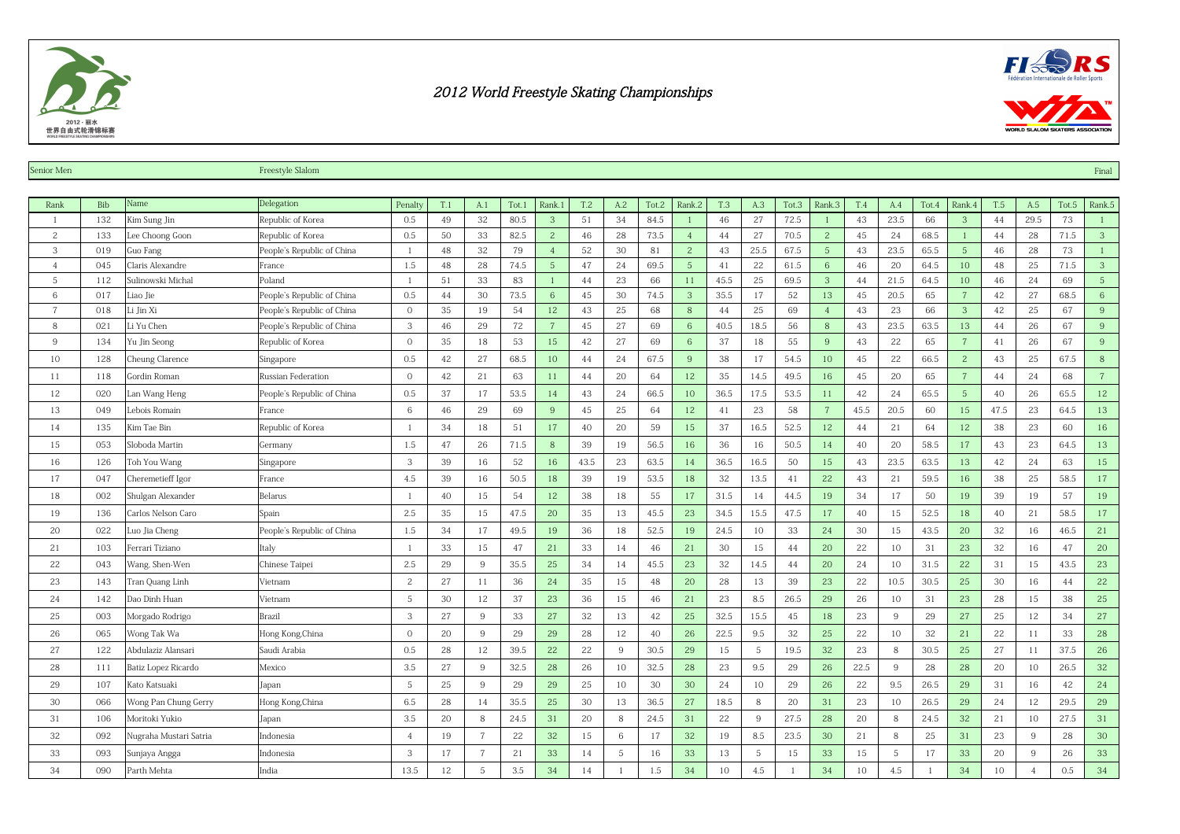# 2012 World Freestyle Skating Championships

Senior Men — Freestyle Slalom — Final

| Rank | Bib | Name | Delegation | Penalty | T.1 | A.1 | Tot.1 | Rank.1 | T.2 | A.2 | Tot.2 | Rank.2 | T.3 | A.3 | Tot.3 | Rank.3 | T.4 | A.4 | Tot.4 | Rank.4 | T.5 | A.5 | Tot.5 | Rank.5 |
|---|---|---|---|---|---|---|---|---|---|---|---|---|---|---|---|---|---|---|---|---|---|---|---|---|
| 1 | 132 | Kim Sung Jin | Republic of Korea | 0.5 | 49 | 32 | 80.5 | 3 | 51 | 34 | 84.5 | 1 | 46 | 27 | 72.5 | 1 | 43 | 23.5 | 66 | 3 | 44 | 29.5 | 73 | 1 |
| 2 | 133 | Lee Choong Goon | Republic of Korea | 0.5 | 50 | 33 | 82.5 | 2 | 46 | 28 | 73.5 | 4 | 44 | 27 | 70.5 | 2 | 45 | 24 | 68.5 | 1 | 44 | 28 | 71.5 | 3 |
| 3 | 019 | Guo Fang | People's Republic of China | 1 | 48 | 32 | 79 | 4 | 52 | 30 | 81 | 2 | 43 | 25.5 | 67.5 | 5 | 43 | 23.5 | 65.5 | 5 | 46 | 28 | 73 | 1 |
| 4 | 045 | Claris Alexandre | France | 1.5 | 48 | 28 | 74.5 | 5 | 47 | 24 | 69.5 | 5 | 41 | 22 | 61.5 | 6 | 46 | 20 | 64.5 | 10 | 48 | 25 | 71.5 | 3 |
| 5 | 112 | Sulinowski Michal | Poland | 1 | 51 | 33 | 83 | 1 | 44 | 23 | 66 | 11 | 45.5 | 25 | 69.5 | 3 | 44 | 21.5 | 64.5 | 10 | 46 | 24 | 69 | 5 |
| 6 | 017 | Liao Jie | People's Republic of China | 0.5 | 44 | 30 | 73.5 | 6 | 45 | 30 | 74.5 | 3 | 35.5 | 17 | 52 | 13 | 45 | 20.5 | 65 | 7 | 42 | 27 | 68.5 | 6 |
| 7 | 018 | Li Jin Xi | People's Republic of China | 0 | 35 | 19 | 54 | 12 | 43 | 25 | 68 | 8 | 44 | 25 | 69 | 4 | 43 | 23 | 66 | 3 | 42 | 25 | 67 | 9 |
| 8 | 021 | Li Yu Chen | People's Republic of China | 3 | 46 | 29 | 72 | 7 | 45 | 27 | 69 | 6 | 40.5 | 18.5 | 56 | 8 | 43 | 23.5 | 63.5 | 13 | 44 | 26 | 67 | 9 |
| 9 | 134 | Yu Jin Seong | Republic of Korea | 0 | 35 | 18 | 53 | 15 | 42 | 27 | 69 | 6 | 37 | 18 | 55 | 9 | 43 | 22 | 65 | 7 | 41 | 26 | 67 | 9 |
| 10 | 128 | Cheung Clarence | Singapore | 0.5 | 42 | 27 | 68.5 | 10 | 44 | 24 | 67.5 | 9 | 38 | 17 | 54.5 | 10 | 45 | 22 | 66.5 | 2 | 43 | 25 | 67.5 | 8 |
| 11 | 118 | Gordin Roman | Russian Federation | 0 | 42 | 21 | 63 | 11 | 44 | 20 | 64 | 12 | 35 | 14.5 | 49.5 | 16 | 45 | 20 | 65 | 7 | 44 | 24 | 68 | 7 |
| 12 | 020 | Lan Wang Heng | People's Republic of China | 0.5 | 37 | 17 | 53.5 | 14 | 43 | 24 | 66.5 | 10 | 36.5 | 17.5 | 53.5 | 11 | 42 | 24 | 65.5 | 5 | 40 | 26 | 65.5 | 12 |
| 13 | 049 | Lebois Romain | France | 6 | 46 | 29 | 69 | 9 | 45 | 25 | 64 | 12 | 41 | 23 | 58 | 7 | 45.5 | 20.5 | 60 | 15 | 47.5 | 23 | 64.5 | 13 |
| 14 | 135 | Kim Tae Bin | Republic of Korea | 1 | 34 | 18 | 51 | 17 | 40 | 20 | 59 | 15 | 37 | 16.5 | 52.5 | 12 | 44 | 21 | 64 | 12 | 38 | 23 | 60 | 16 |
| 15 | 053 | Sloboda Martin | Germany | 1.5 | 47 | 26 | 71.5 | 8 | 39 | 19 | 56.5 | 16 | 36 | 16 | 50.5 | 14 | 40 | 20 | 58.5 | 17 | 43 | 23 | 64.5 | 13 |
| 16 | 126 | Toh You Wang | Singapore | 3 | 39 | 16 | 52 | 16 | 43.5 | 23 | 63.5 | 14 | 36.5 | 16.5 | 50 | 15 | 43 | 23.5 | 63.5 | 13 | 42 | 24 | 63 | 15 |
| 17 | 047 | Cheremetieff Igor | France | 4.5 | 39 | 16 | 50.5 | 18 | 39 | 19 | 53.5 | 18 | 32 | 13.5 | 41 | 22 | 43 | 21 | 59.5 | 16 | 38 | 25 | 58.5 | 17 |
| 18 | 002 | Shulgan Alexander | Belarus | 1 | 40 | 15 | 54 | 12 | 38 | 18 | 55 | 17 | 31.5 | 14 | 44.5 | 19 | 34 | 17 | 50 | 19 | 39 | 19 | 57 | 19 |
| 19 | 136 | Carlos Nelson Caro | Spain | 2.5 | 35 | 15 | 47.5 | 20 | 35 | 13 | 45.5 | 23 | 34.5 | 15.5 | 47.5 | 17 | 40 | 15 | 52.5 | 18 | 40 | 21 | 58.5 | 17 |
| 20 | 022 | Luo Jia Cheng | People's Republic of China | 1.5 | 34 | 17 | 49.5 | 19 | 36 | 18 | 52.5 | 19 | 24.5 | 10 | 33 | 24 | 30 | 15 | 43.5 | 20 | 32 | 16 | 46.5 | 21 |
| 21 | 103 | Ferrari Tiziano | Italy | 1 | 33 | 15 | 47 | 21 | 33 | 14 | 46 | 21 | 30 | 15 | 44 | 20 | 22 | 10 | 31 | 23 | 32 | 16 | 47 | 20 |
| 22 | 043 | Wang, Shen-Wen | Chinese Taipei | 2.5 | 29 | 9 | 35.5 | 25 | 34 | 14 | 45.5 | 23 | 32 | 14.5 | 44 | 20 | 24 | 10 | 31.5 | 22 | 31 | 15 | 43.5 | 23 |
| 23 | 143 | Tran Quang Linh | Vietnam | 2 | 27 | 11 | 36 | 24 | 35 | 15 | 48 | 20 | 28 | 13 | 39 | 23 | 22 | 10.5 | 30.5 | 25 | 30 | 16 | 44 | 22 |
| 24 | 142 | Dao Dinh Huan | Vietnam | 5 | 30 | 12 | 37 | 23 | 36 | 15 | 46 | 21 | 23 | 8.5 | 26.5 | 29 | 26 | 10 | 31 | 23 | 28 | 15 | 38 | 25 |
| 25 | 003 | Morgado Rodrigo | Brazil | 3 | 27 | 9 | 33 | 27 | 32 | 13 | 42 | 25 | 32.5 | 15.5 | 45 | 18 | 23 | 9 | 29 | 27 | 25 | 12 | 34 | 27 |
| 26 | 065 | Wong Tak Wa | Hong Kong,China | 0 | 20 | 9 | 29 | 29 | 28 | 12 | 40 | 26 | 22.5 | 9.5 | 32 | 25 | 22 | 10 | 32 | 21 | 22 | 11 | 33 | 28 |
| 27 | 122 | Abdulaziz Alansari | Saudi Arabia | 0.5 | 28 | 12 | 39.5 | 22 | 22 | 9 | 30.5 | 29 | 15 | 5 | 19.5 | 32 | 23 | 8 | 30.5 | 25 | 27 | 11 | 37.5 | 26 |
| 28 | 111 | Batiz Lopez Ricardo | Mexico | 3.5 | 27 | 9 | 32.5 | 28 | 26 | 10 | 32.5 | 28 | 23 | 9.5 | 29 | 26 | 22.5 | 9 | 28 | 28 | 20 | 10 | 26.5 | 32 |
| 29 | 107 | Kato Katsuaki | Japan | 5 | 25 | 9 | 29 | 29 | 25 | 10 | 30 | 30 | 24 | 10 | 29 | 26 | 22 | 9.5 | 26.5 | 29 | 31 | 16 | 42 | 24 |
| 30 | 066 | Wong Pan Chung Gerry | Hong Kong,China | 6.5 | 28 | 14 | 35.5 | 25 | 30 | 13 | 36.5 | 27 | 18.5 | 8 | 20 | 31 | 23 | 10 | 26.5 | 29 | 24 | 12 | 29.5 | 29 |
| 31 | 106 | Moritoki Yukio | Japan | 3.5 | 20 | 8 | 24.5 | 31 | 20 | 8 | 24.5 | 31 | 22 | 9 | 27.5 | 28 | 20 | 8 | 24.5 | 32 | 21 | 10 | 27.5 | 31 |
| 32 | 092 | Nugraha Mustari Satria | Indonesia | 4 | 19 | 7 | 22 | 32 | 15 | 6 | 17 | 32 | 19 | 8.5 | 23.5 | 30 | 21 | 8 | 25 | 31 | 23 | 9 | 28 | 30 |
| 33 | 093 | Sunjaya Angga | Indonesia | 3 | 17 | 7 | 21 | 33 | 14 | 5 | 16 | 33 | 13 | 5 | 15 | 33 | 15 | 5 | 17 | 33 | 20 | 9 | 26 | 33 |
| 34 | 090 | Parth Mehta | India | 13.5 | 12 | 5 | 3.5 | 34 | 14 | 1 | 1.5 | 34 | 10 | 4.5 | 1 | 34 | 10 | 4.5 | 1 | 34 | 10 | 4 | 0.5 | 34 |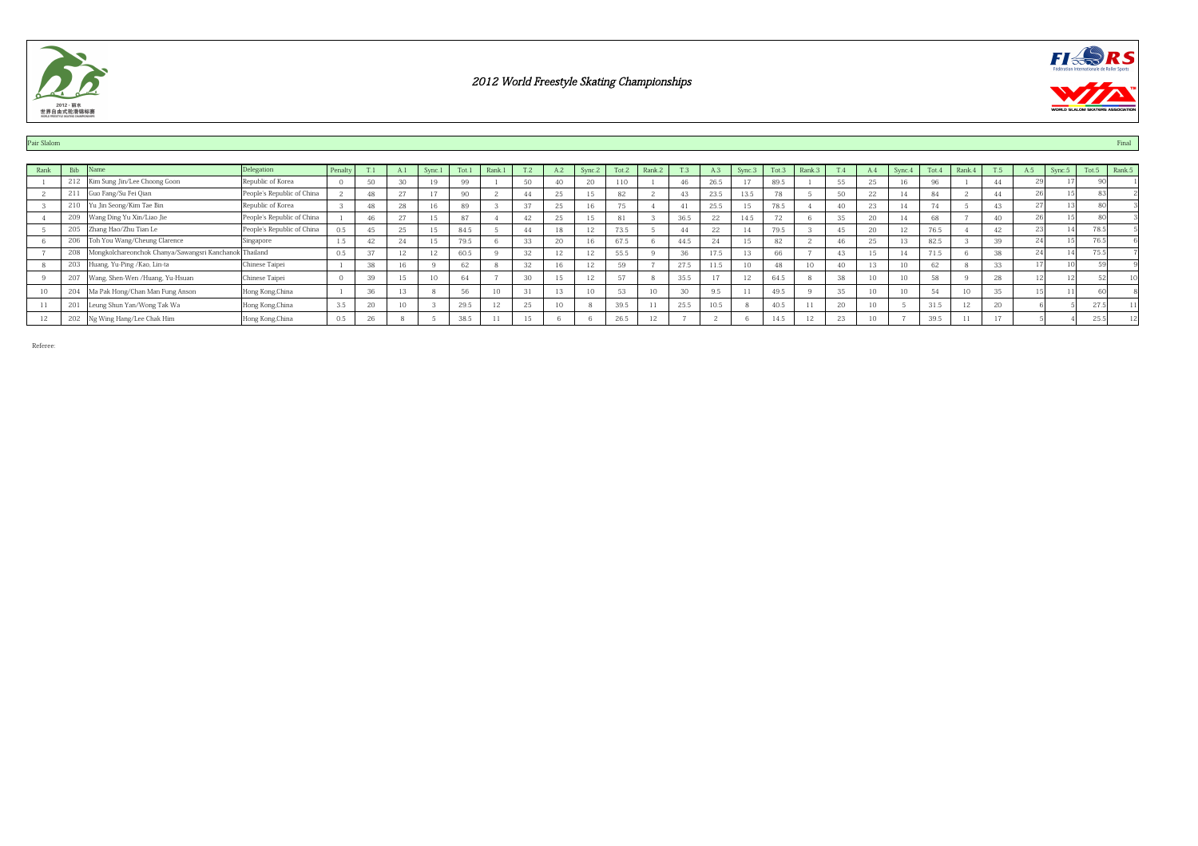# 2012 World Freestyle Skating Championships

Pair Slalom | Final

| Rank | Bib | Name | Delegation | Penalty | T.1 | A.1 | Sync.1 | Tot.1 | Rank.1 | T.2 | A.2 | Sync.2 | Tot.2 | Rank.2 | T.3 | A.3 | Sync.3 | Tot.3 | Rank.3 | T.4 | A.4 | Sync.4 | Tot.4 | Rank.4 | T.5 | A.5 | Sync.5 | Tot.5 | Rank.5 |
|---|---|---|---|---|---|---|---|---|---|---|---|---|---|---|---|---|---|---|---|---|---|---|---|---|---|---|---|---|---|
| 1 | 212 | Kim Sung Jin/Lee Choong Goon | Republic of Korea | 0 | 50 | 30 | 19 | 99 | 1 | 50 | 40 | 20 | 110 | 1 | 46 | 26.5 | 17 | 89.5 | 1 | 55 | 25 | 16 | 96 | 1 | 44 | 29 | 17 | 90 | 1 |
| 2 | 211 | Guo Fang/Su Fei Qian | People's Republic of China | 2 | 48 | 27 | 17 | 90 | 2 | 44 | 25 | 15 | 82 | 2 | 43 | 23.5 | 13.5 | 78 | 5 | 50 | 22 | 14 | 84 | 2 | 44 | 26 | 15 | 83 | 2 |
| 3 | 210 | Yu Jin Seong/Kim Tae Bin | Republic of Korea | 3 | 48 | 28 | 16 | 89 | 3 | 37 | 25 | 16 | 75 | 4 | 41 | 25.5 | 15 | 78.5 | 4 | 40 | 23 | 14 | 74 | 5 | 43 | 27 | 13 | 80 | 3 |
| 4 | 209 | Wang Ding Yu Xin/Liao Jie | People's Republic of China | 1 | 46 | 27 | 15 | 87 | 4 | 42 | 25 | 15 | 81 | 3 | 36.5 | 22 | 14.5 | 72 | 6 | 35 | 20 | 14 | 68 | 7 | 40 | 26 | 15 | 80 | 3 |
| 5 | 205 | Zhang Hao/Zhu Tian Le | People's Republic of China | 0.5 | 45 | 25 | 15 | 84.5 | 5 | 44 | 18 | 12 | 73.5 | 5 | 44 | 22 | 14 | 79.5 | 3 | 45 | 20 | 12 | 76.5 | 4 | 42 | 23 | 14 | 78.5 | 5 |
| 6 | 206 | Toh You Wang/Cheung Clarence | Singapore | 1.5 | 42 | 24 | 15 | 79.5 | 6 | 33 | 20 | 16 | 67.5 | 6 | 44.5 | 24 | 15 | 82 | 2 | 46 | 25 | 13 | 82.5 | 3 | 39 | 24 | 15 | 76.5 | 6 |
| 7 | 208 | Mongkolchareonchok Chanya/Sawangsri Kanchanok | Thailand | 0.5 | 37 | 12 | 12 | 60.5 | 9 | 32 | 12 | 12 | 55.5 | 9 | 36 | 17.5 | 13 | 66 | 7 | 43 | 15 | 14 | 71.5 | 6 | 38 | 24 | 14 | 75.5 | 7 |
| 8 | 203 | Huang, Yu-Ping /Kao, Lin-ta | Chinese Taipei | 1 | 38 | 16 | 9 | 62 | 8 | 32 | 16 | 12 | 59 | 7 | 27.5 | 11.5 | 10 | 48 | 10 | 40 | 13 | 10 | 62 | 8 | 33 | 17 | 10 | 59 | 9 |
| 9 | 207 | Wang, Shen-Wen /Huang, Yu-Hsuan | Chinese Taipei | 0 | 39 | 15 | 10 | 64 | 7 | 30 | 15 | 12 | 57 | 8 | 35.5 | 17 | 12 | 64.5 | 8 | 38 | 10 | 10 | 58 | 9 | 28 | 12 | 12 | 52 | 10 |
| 10 | 204 | Ma Pak Hong/Chan Man Fung Anson | Hong Kong,China | 1 | 36 | 13 | 8 | 56 | 10 | 31 | 13 | 10 | 53 | 10 | 30 | 9.5 | 11 | 49.5 | 9 | 35 | 10 | 10 | 54 | 10 | 35 | 15 | 11 | 60 | 8 |
| 11 | 201 | Leung Shun Yan/Wong Tak Wa | Hong Kong,China | 3.5 | 20 | 10 | 3 | 29.5 | 12 | 25 | 10 | 8 | 39.5 | 11 | 25.5 | 10.5 | 8 | 40.5 | 11 | 20 | 10 | 5 | 31.5 | 12 | 20 | 6 | 5 | 27.5 | 11 |
| 12 | 202 | Ng Wing Hang/Lee Chak Him | Hong Kong,China | 0.5 | 26 | 8 | 5 | 38.5 | 11 | 15 | 6 | 6 | 26.5 | 12 | 7 | 2 | 6 | 14.5 | 12 | 23 | 10 | 7 | 39.5 | 11 | 17 | 5 | 4 | 25.5 | 12 |

Referee: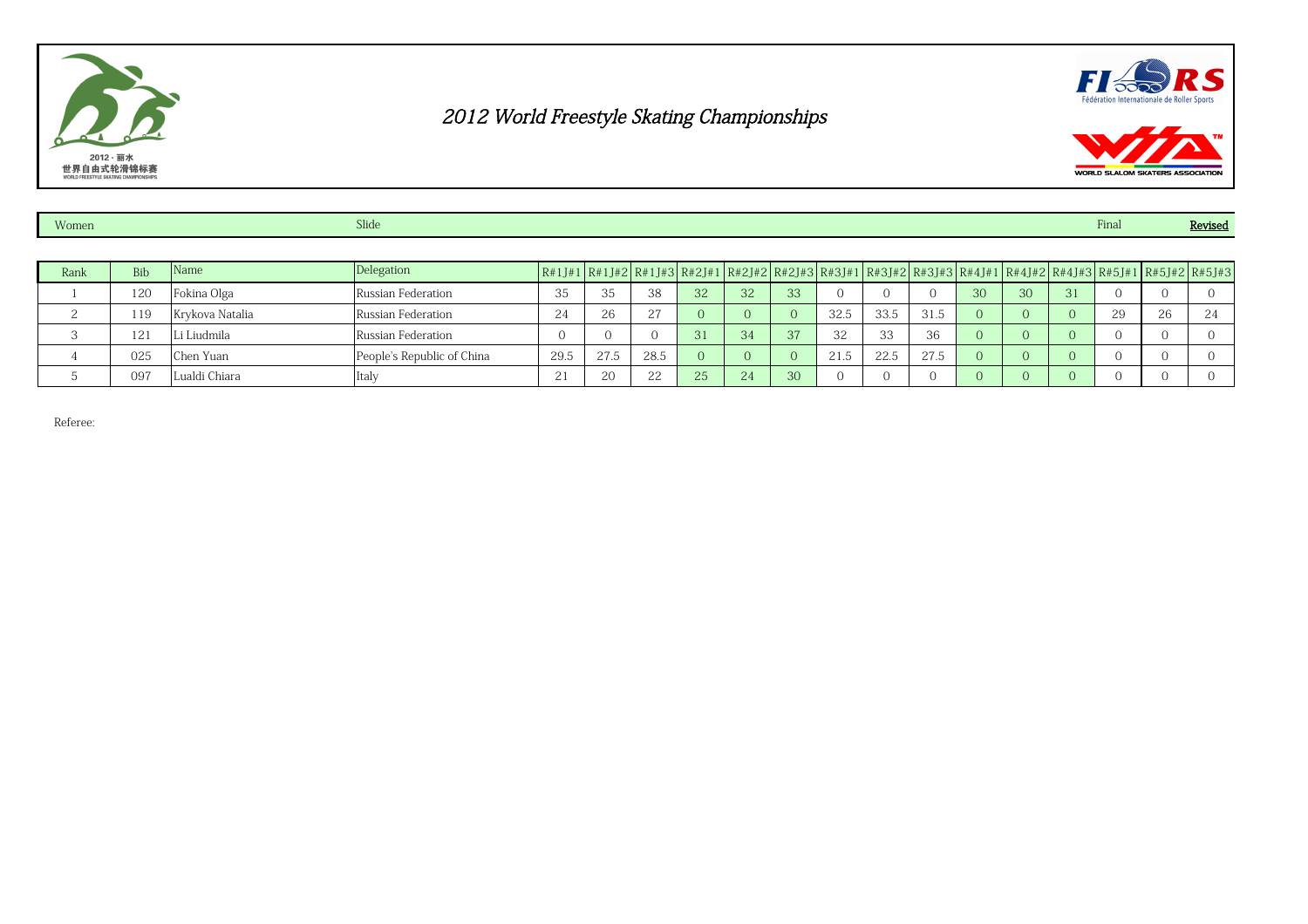# 2012 World Freestyle Skating Championships

| Women | Slide | Final | Revised |
|---|---|---|---|

| Rank | Bib | Name | Delegation | R#1J#1 | R#1J#2 | R#1J#3 | R#2J#1 | R#2J#2 | R#2J#3 | R#3J#1 | R#3J#2 | R#3J#3 | R#4J#1 | R#4J#2 | R#4J#3 | R#5J#1 | R#5J#2 | R#5J#3 |
|---|---|---|---|---|---|---|---|---|---|---|---|---|---|---|---|---|---|---|
| 1 | 120 | Fokina Olga | Russian Federation | 35 | 35 | 38 | 32 | 32 | 33 | 0 | 0 | 0 | 30 | 30 | 31 | 0 | 0 | 0 |
| 2 | 119 | Krykova Natalia | Russian Federation | 24 | 26 | 27 | 0 | 0 | 0 | 32.5 | 33.5 | 31.5 | 0 | 0 | 0 | 29 | 26 | 24 |
| 3 | 121 | Li Liudmila | Russian Federation | 0 | 0 | 0 | 31 | 34 | 37 | 32 | 33 | 36 | 0 | 0 | 0 | 0 | 0 | 0 |
| 4 | 025 | Chen Yuan | People's Republic of China | 29.5 | 27.5 | 28.5 | 0 | 0 | 0 | 21.5 | 22.5 | 27.5 | 0 | 0 | 0 | 0 | 0 | 0 |
| 5 | 097 | Lualdi Chiara | Italy | 21 | 20 | 22 | 25 | 24 | 30 | 0 | 0 | 0 | 0 | 0 | 0 | 0 | 0 | 0 |

Referee: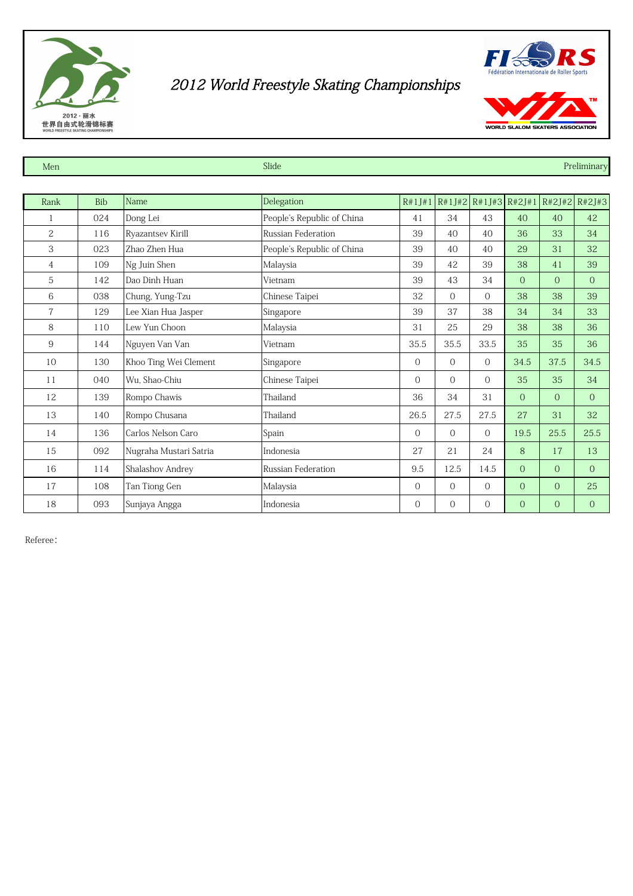# 2012 World Freestyle Skating Championships

2012 · 丽水
世界自由式轮滑锦标赛
WORLD FREESTYLE SKATING CHAMPIONSHIPS

Fédération Internationale de Roller Sports

WORLD SLALOM SKATERS ASSOCIATION

| Men | Slide | Preliminary |
|---|---|---|

| Rank | Bib | Name | Delegation | R#1J#1 | R#1J#2 | R#1J#3 | R#2J#1 | R#2J#2 | R#2J#3 |
|---|---|---|---|---|---|---|---|---|---|
| 1 | 024 | Dong Lei | People's Republic of China | 41 | 34 | 43 | 40 | 40 | 42 |
| 2 | 116 | Ryazantsev Kirill | Russian Federation | 39 | 40 | 40 | 36 | 33 | 34 |
| 3 | 023 | Zhao Zhen Hua | People's Republic of China | 39 | 40 | 40 | 29 | 31 | 32 |
| 4 | 109 | Ng Juin Shen | Malaysia | 39 | 42 | 39 | 38 | 41 | 39 |
| 5 | 142 | Dao Dinh Huan | Vietnam | 39 | 43 | 34 | 0 | 0 | 0 |
| 6 | 038 | Chung, Yung-Tzu | Chinese Taipei | 32 | 0 | 0 | 38 | 38 | 39 |
| 7 | 129 | Lee Xian Hua Jasper | Singapore | 39 | 37 | 38 | 34 | 34 | 33 |
| 8 | 110 | Lew Yun Choon | Malaysia | 31 | 25 | 29 | 38 | 38 | 36 |
| 9 | 144 | Nguyen Van Van | Vietnam | 35.5 | 35.5 | 33.5 | 35 | 35 | 36 |
| 10 | 130 | Khoo Ting Wei Clement | Singapore | 0 | 0 | 0 | 34.5 | 37.5 | 34.5 |
| 11 | 040 | Wu, Shao-Chiu | Chinese Taipei | 0 | 0 | 0 | 35 | 35 | 34 |
| 12 | 139 | Rompo Chawis | Thailand | 36 | 34 | 31 | 0 | 0 | 0 |
| 13 | 140 | Rompo Chusana | Thailand | 26.5 | 27.5 | 27.5 | 27 | 31 | 32 |
| 14 | 136 | Carlos Nelson Caro | Spain | 0 | 0 | 0 | 19.5 | 25.5 | 25.5 |
| 15 | 092 | Nugraha Mustari Satria | Indonesia | 27 | 21 | 24 | 8 | 17 | 13 |
| 16 | 114 | Shalashov Andrey | Russian Federation | 9.5 | 12.5 | 14.5 | 0 | 0 | 0 |
| 17 | 108 | Tan Tiong Gen | Malaysia | 0 | 0 | 0 | 0 | 0 | 25 |
| 18 | 093 | Sunjaya Angga | Indonesia | 0 | 0 | 0 | 0 | 0 | 0 |

Referee：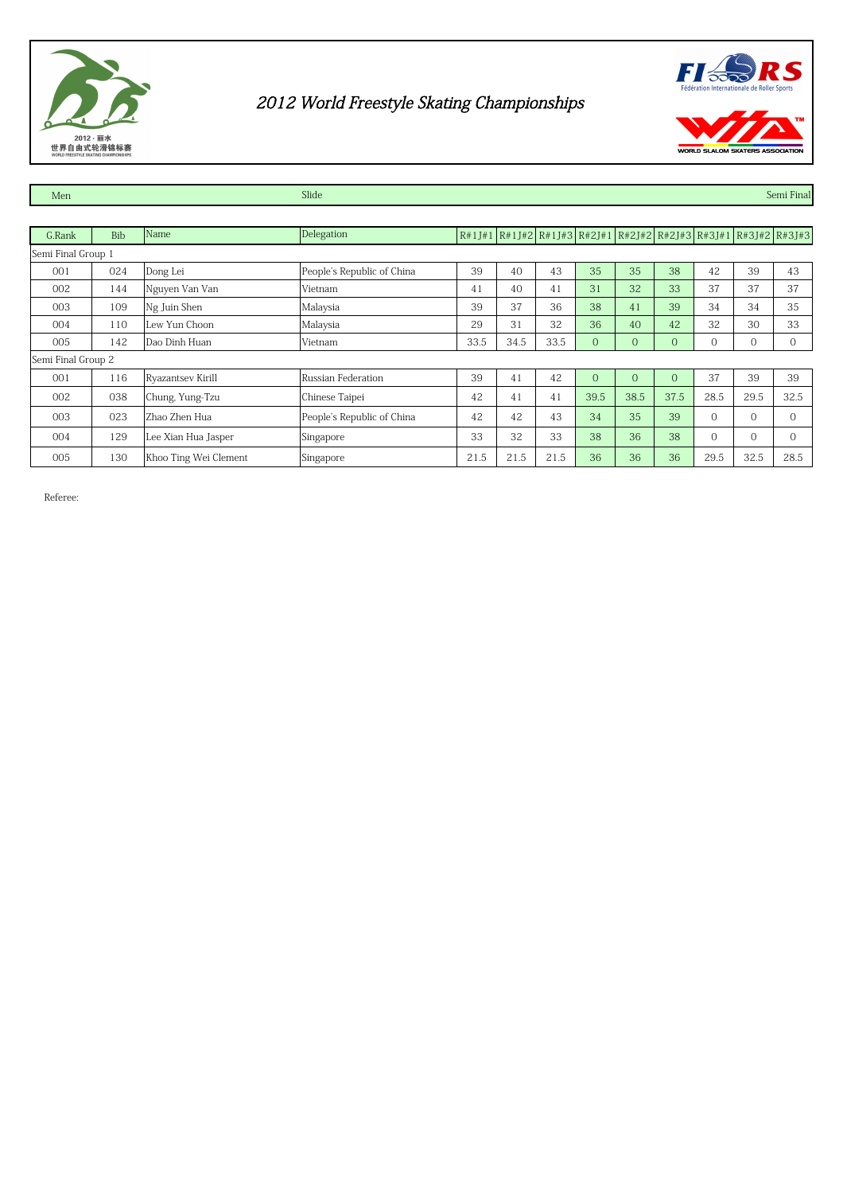# 2012 World Freestyle Skating Championships

2012 · 丽水
世界自由式轮滑锦标赛
WORLD FREESTYLE SKATING CHAMPIONSHIPS

FIRS Fédération Internationale de Roller Sports

WSSA WORLD SLALOM SKATERS ASSOCIATION

| Men | Slide | Semi Final |
|---|---|---|

| G.Rank | Bib | Name | Delegation | R#1J#1 | R#1J#2 | R#1J#3 | R#2J#1 | R#2J#2 | R#2J#3 | R#3J#1 | R#3J#2 | R#3J#3 |
|---|---|---|---|---|---|---|---|---|---|---|---|---|
| Semi Final Group 1 | | | | | | | | | | | | |
| 001 | 024 | Dong Lei | People's Republic of China | 39 | 40 | 43 | 35 | 35 | 38 | 42 | 39 | 43 |
| 002 | 144 | Nguyen Van Van | Vietnam | 41 | 40 | 41 | 31 | 32 | 33 | 37 | 37 | 37 |
| 003 | 109 | Ng Juin Shen | Malaysia | 39 | 37 | 36 | 38 | 41 | 39 | 34 | 34 | 35 |
| 004 | 110 | Lew Yun Choon | Malaysia | 29 | 31 | 32 | 36 | 40 | 42 | 32 | 30 | 33 |
| 005 | 142 | Dao Dinh Huan | Vietnam | 33.5 | 34.5 | 33.5 | 0 | 0 | 0 | 0 | 0 | 0 |
| Semi Final Group 2 | | | | | | | | | | | | |
| 001 | 116 | Ryazantsev Kirill | Russian Federation | 39 | 41 | 42 | 0 | 0 | 0 | 37 | 39 | 39 |
| 002 | 038 | Chung, Yung-Tzu | Chinese Taipei | 42 | 41 | 41 | 39.5 | 38.5 | 37.5 | 28.5 | 29.5 | 32.5 |
| 003 | 023 | Zhao Zhen Hua | People's Republic of China | 42 | 42 | 43 | 34 | 35 | 39 | 0 | 0 | 0 |
| 004 | 129 | Lee Xian Hua Jasper | Singapore | 33 | 32 | 33 | 38 | 36 | 38 | 0 | 0 | 0 |
| 005 | 130 | Khoo Ting Wei Clement | Singapore | 21.5 | 21.5 | 21.5 | 36 | 36 | 36 | 29.5 | 32.5 | 28.5 |

Referee: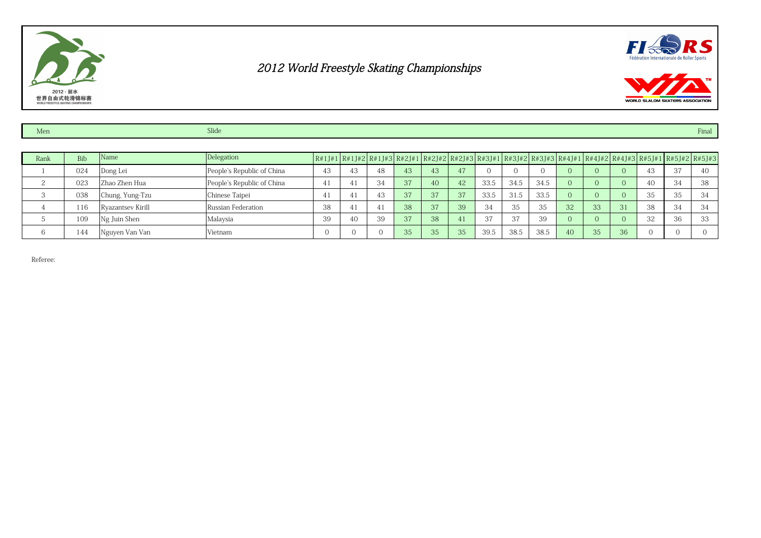# 2012 World Freestyle Skating Championships

2012 · 丽水
世界自由式轮滑锦标赛
WORLD FREESTYLE SKATING CHAMPIONSHIPS

FIRS
Fédération Internationale de Roller Sports

WSSA
WORLD SLALOM SKATERS ASSOCIATION

| Men | Slide | Final |
|---|---|---|

| Rank | Bib | Name | Delegation | R#1J#1 | R#1J#2 | R#1J#3 | R#2J#1 | R#2J#2 | R#2J#3 | R#3J#1 | R#3J#2 | R#3J#3 | R#4J#1 | R#4J#2 | R#4J#3 | R#5J#1 | R#5J#2 | R#5J#3 |
|---|---|---|---|---|---|---|---|---|---|---|---|---|---|---|---|---|---|---|
| 1 | 024 | Dong Lei | People's Republic of China | 43 | 43 | 48 | 43 | 43 | 47 | 0 | 0 | 0 | 0 | 0 | 0 | 43 | 37 | 40 |
| 2 | 023 | Zhao Zhen Hua | People's Republic of China | 41 | 41 | 34 | 37 | 40 | 42 | 33.5 | 34.5 | 34.5 | 0 | 0 | 0 | 40 | 34 | 38 |
| 3 | 038 | Chung, Yung-Tzu | Chinese Taipei | 41 | 41 | 43 | 37 | 37 | 37 | 33.5 | 31.5 | 33.5 | 0 | 0 | 0 | 35 | 35 | 34 |
| 4 | 116 | Ryazantsev Kirill | Russian Federation | 38 | 41 | 41 | 38 | 37 | 39 | 34 | 35 | 35 | 32 | 33 | 31 | 38 | 34 | 34 |
| 5 | 109 | Ng Juin Shen | Malaysia | 39 | 40 | 39 | 37 | 38 | 41 | 37 | 37 | 39 | 0 | 0 | 0 | 32 | 36 | 33 |
| 6 | 144 | Nguyen Van Van | Vietnam | 0 | 0 | 0 | 35 | 35 | 35 | 39.5 | 38.5 | 38.5 | 40 | 35 | 36 | 0 | 0 | 0 |

Referee: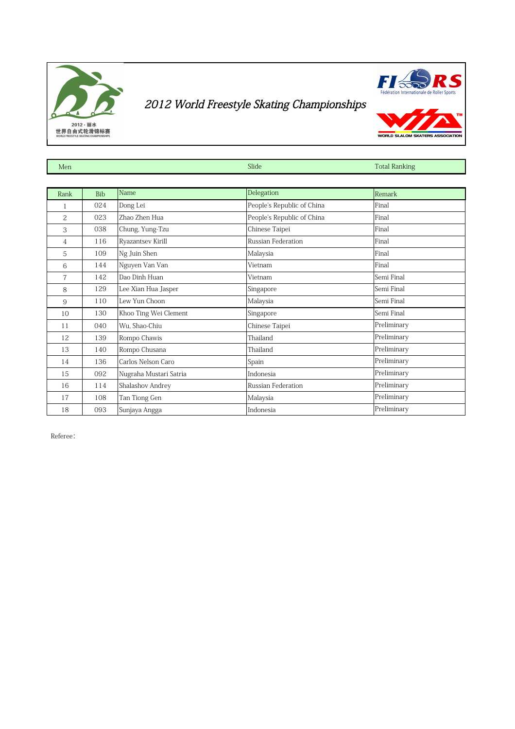2012 · 丽水
世界自由式轮滑锦标赛
WORLD FREESTYLE SKATING CHAMPIONSHIPS

# 2012 World Freestyle Skating Championships

FIRS Fédération Internationale de Roller Sports

WSSA WORLD SLALOM SKATERS ASSOCIATION

| Men | Slide | Total Ranking |
|---|---|---|

| Rank | Bib | Name | Delegation | Remark |
|---|---|---|---|---|
| 1 | 024 | Dong Lei | People's Republic of China | Final |
| 2 | 023 | Zhao Zhen Hua | People's Republic of China | Final |
| 3 | 038 | Chung, Yung-Tzu | Chinese Taipei | Final |
| 4 | 116 | Ryazantsev Kirill | Russian Federation | Final |
| 5 | 109 | Ng Juin Shen | Malaysia | Final |
| 6 | 144 | Nguyen Van Van | Vietnam | Final |
| 7 | 142 | Dao Dinh Huan | Vietnam | Semi Final |
| 8 | 129 | Lee Xian Hua Jasper | Singapore | Semi Final |
| 9 | 110 | Lew Yun Choon | Malaysia | Semi Final |
| 10 | 130 | Khoo Ting Wei Clement | Singapore | Semi Final |
| 11 | 040 | Wu, Shao-Chiu | Chinese Taipei | Preliminary |
| 12 | 139 | Rompo Chawis | Thailand | Preliminary |
| 13 | 140 | Rompo Chusana | Thailand | Preliminary |
| 14 | 136 | Carlos Nelson Caro | Spain | Preliminary |
| 15 | 092 | Nugraha Mustari Satria | Indonesia | Preliminary |
| 16 | 114 | Shalashov Andrey | Russian Federation | Preliminary |
| 17 | 108 | Tan Tiong Gen | Malaysia | Preliminary |
| 18 | 093 | Sunjaya Angga | Indonesia | Preliminary |

Referee：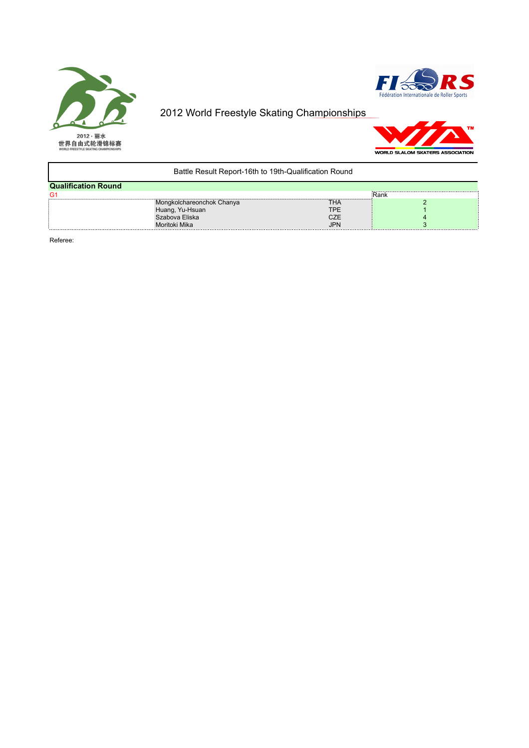2012 World Freestyle Skating Championships

2012 · 丽水
世界自由式轮滑锦标赛
WORLD FREESTYLE SKATING CHAMPIONSHIPS

Fédération Internationale de Roller Sports

WORLD SLALOM SKATERS ASSOCIATION

Battle Result Report-16th to 19th-Qualification Round

**Qualification Round**

| G1 | | | Rank |
|---|---|---|---|
| | Mongkolchareonchok Chanya | THA | 2 |
| | Huang, Yu-Hsuan | TPE | 1 |
| | Szabova Eliska | CZE | 4 |
| | Moritoki Mika | JPN | 3 |

Referee: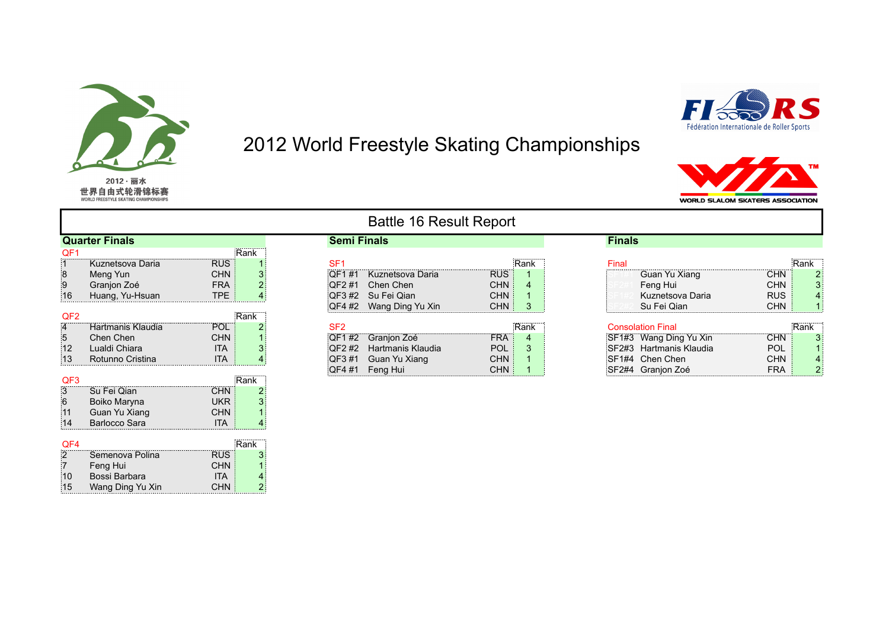2012 · 丽水
世界自由式轮滑锦标赛
WORLD FREESTYLE SKATING CHAMPIONSHIPS

# 2012 World Freestyle Skating Championships

FIRS Fédération Internationale de Roller Sports

WORLD SLALOM SKATERS ASSOCIATION

## Battle 16 Result Report

### Quarter Finals

**QF1**

| | | | Rank |
|---|---|---|---|
| 1 | Kuznetsova Daria | RUS | 1 |
| 8 | Meng Yun | CHN | 3 |
| 9 | Granjon Zoé | FRA | 2 |
| 16 | Huang, Yu-Hsuan | TPE | 4 |

**QF2**

| | | | Rank |
|---|---|---|---|
| 4 | Hartmanis Klaudia | POL | 2 |
| 5 | Chen Chen | CHN | 1 |
| 12 | Lualdi Chiara | ITA | 3 |
| 13 | Rotunno Cristina | ITA | 4 |

**QF3**

| | | | Rank |
|---|---|---|---|
| 3 | Su Fei Qian | CHN | 2 |
| 6 | Boiko Maryna | UKR | 3 |
| 11 | Guan Yu Xiang | CHN | 1 |
| 14 | Barlocco Sara | ITA | 4 |

**QF4**

| | | | Rank |
|---|---|---|---|
| 2 | Semenova Polina | RUS | 3 |
| 7 | Feng Hui | CHN | 1 |
| 10 | Bossi Barbara | ITA | 4 |
| 15 | Wang Ding Yu Xin | CHN | 2 |

### Semi Finals

**SF1**

| | | | Rank |
|---|---|---|---|
| QF1 #1 | Kuznetsova Daria | RUS | 1 |
| QF2 #1 | Chen Chen | CHN | 4 |
| QF3 #2 | Su Fei Qian | CHN | 1 |
| QF4 #2 | Wang Ding Yu Xin | CHN | 3 |

**SF2**

| | | | Rank |
|---|---|---|---|
| QF1 #2 | Granjon Zoé | FRA | 4 |
| QF2 #2 | Hartmanis Klaudia | POL | 3 |
| QF3 #1 | Guan Yu Xiang | CHN | 1 |
| QF4 #1 | Feng Hui | CHN | 1 |

### Finals

**Final**

| | | | Rank |
|---|---|---|---|
| SF1#1 | Guan Yu Xiang | CHN | 2 |
| SF2#1 | Feng Hui | CHN | 3 |
| SF1#2 | Kuznetsova Daria | RUS | 4 |
| SF2#2 | Su Fei Qian | CHN | 1 |

**Consolation Final**

| | | | Rank |
|---|---|---|---|
| SF1#3 | Wang Ding Yu Xin | CHN | 3 |
| SF2#3 | Hartmanis Klaudia | POL | 1 |
| SF1#4 | Chen Chen | CHN | 4 |
| SF2#4 | Granjon Zoé | FRA | 2 |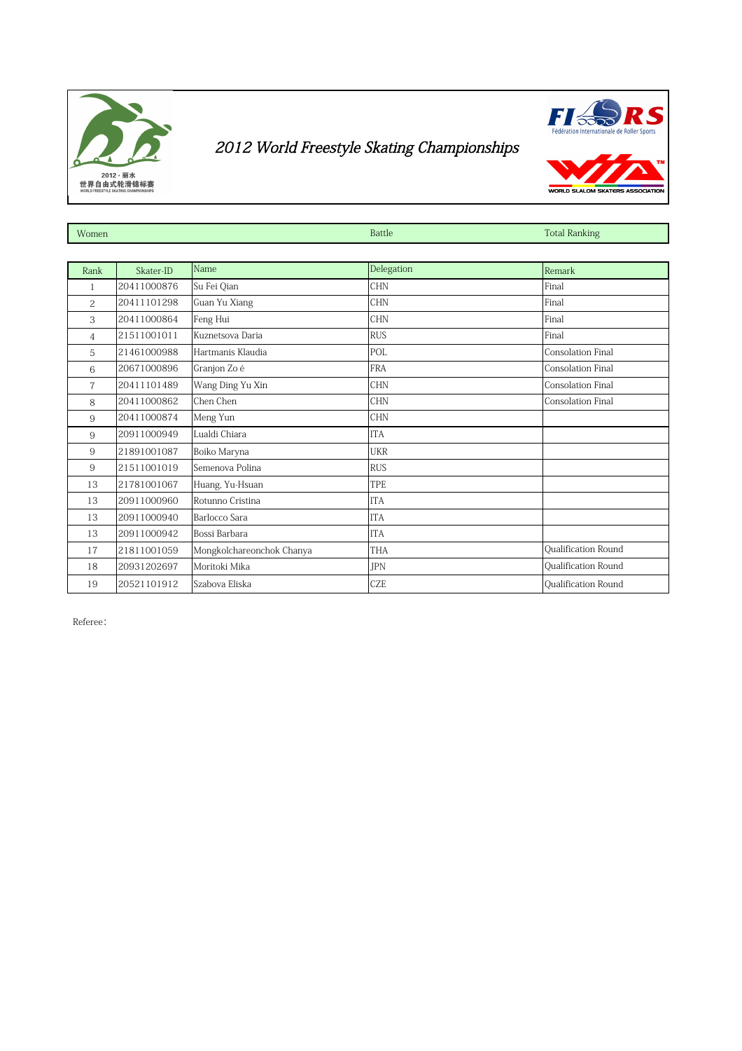# 2012 World Freestyle Skating Championships

| Women | Battle | Total Ranking |
|---|---|---|

| Rank | Skater-ID | Name | Delegation | Remark |
|---|---|---|---|---|
| 1 | 20411000876 | Su Fei Qian | CHN | Final |
| 2 | 20411101298 | Guan Yu Xiang | CHN | Final |
| 3 | 20411000864 | Feng Hui | CHN | Final |
| 4 | 21511001011 | Kuznetsova Daria | RUS | Final |
| 5 | 21461000988 | Hartmanis Klaudia | POL | Consolation Final |
| 6 | 20671000896 | Granjon Zo é | FRA | Consolation Final |
| 7 | 20411101489 | Wang Ding Yu Xin | CHN | Consolation Final |
| 8 | 20411000862 | Chen Chen | CHN | Consolation Final |
| 9 | 20411000874 | Meng Yun | CHN | |
| 9 | 20911000949 | Lualdi Chiara | ITA | |
| 9 | 21891001087 | Boiko Maryna | UKR | |
| 9 | 21511001019 | Semenova Polina | RUS | |
| 13 | 21781001067 | Huang, Yu-Hsuan | TPE | |
| 13 | 20911000960 | Rotunno Cristina | ITA | |
| 13 | 20911000940 | Barlocco Sara | ITA | |
| 13 | 20911000942 | Bossi Barbara | ITA | |
| 17 | 21811001059 | Mongkolchareonchok Chanya | THA | Qualification Round |
| 18 | 20931202697 | Moritoki Mika | JPN | Qualification Round |
| 19 | 20521101912 | Szabova Eliska | CZE | Qualification Round |

Referee：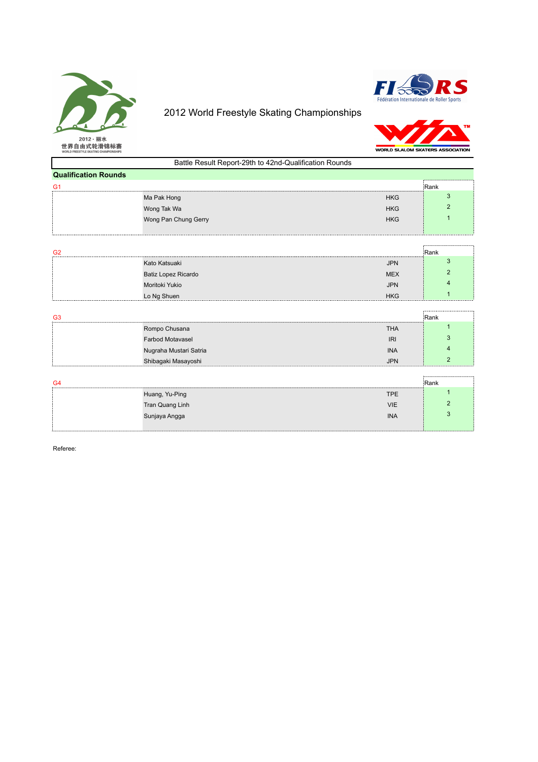2012 · 丽水
世界自由式轮滑锦标赛
WORLD FREESTYLE SKATING CHAMPIONSHIPS

# 2012 World Freestyle Skating Championships

FIRS
Fédération Internationale de Roller Sports

WORLD SLALOM SKATERS ASSOCIATION

Battle Result Report-29th to 42nd-Qualification Rounds

## Qualification Rounds

**G1**

| Name | Country | Rank |
|---|---|---|
| Ma Pak Hong | HKG | 3 |
| Wong Tak Wa | HKG | 2 |
| Wong Pan Chung Gerry | HKG | 1 |

**G2**

| Name | Country | Rank |
|---|---|---|
| Kato Katsuaki | JPN | 3 |
| Batiz Lopez Ricardo | MEX | 2 |
| Moritoki Yukio | JPN | 4 |
| Lo Ng Shuen | HKG | 1 |

**G3**

| Name | Country | Rank |
|---|---|---|
| Rompo Chusana | THA | 1 |
| Farbod Motavasel | IRI | 3 |
| Nugraha Mustari Satria | INA | 4 |
| Shibagaki Masayoshi | JPN | 2 |

**G4**

| Name | Country | Rank |
|---|---|---|
| Huang, Yu-Ping | TPE | 1 |
| Tran Quang Linh | VIE | 2 |
| Sunjaya Angga | INA | 3 |

Referee: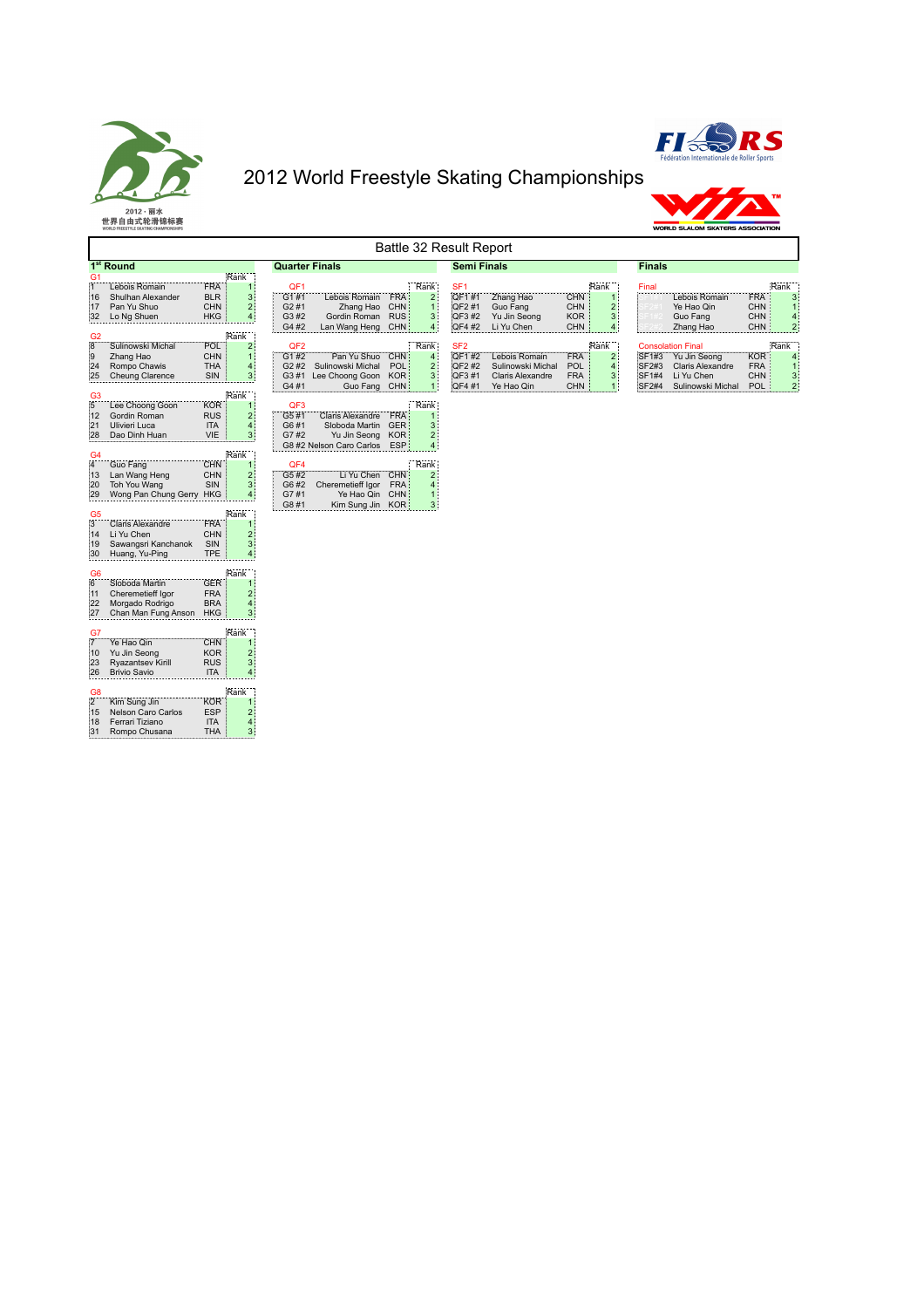2012 · 丽水

世界自由式轮滑锦标赛

WORLD FREESTYLE SKATING CHAMPIONSHIPS

# 2012 World Freestyle Skating Championships

FIRS Fédération Internationale de Roller Sports

WSSA WORLD SLALOM SKATERS ASSOCIATION

## Battle 32 Result Report

### 1st Round

**G1**

| | | | Rank |
|---|---|---|---|
| 1 | Lebois Romain | FRA | 1 |
| 16 | Shulhan Alexander | BLR | 3 |
| 17 | Pan Yu Shuo | CHN | 2 |
| 32 | Lo Ng Shuen | HKG | 4 |

**G2**

| | | | Rank |
|---|---|---|---|
| 8 | Sulinowski Michal | POL | 2 |
| 9 | Zhang Hao | CHN | 1 |
| 24 | Rompo Chawis | THA | 4 |
| 25 | Cheung Clarence | SIN | 3 |

**G3**

| | | | Rank |
|---|---|---|---|
| 5 | Lee Choong Goon | KOR | 1 |
| 12 | Gordin Roman | RUS | 2 |
| 21 | Ulivieri Luca | ITA | 4 |
| 28 | Dao Dinh Huan | VIE | 3 |

**G4**

| | | | Rank |
|---|---|---|---|
| 4 | Guo Fang | CHN | 1 |
| 13 | Lan Wang Heng | CHN | 2 |
| 20 | Toh You Wang | SIN | 3 |
| 29 | Wong Pan Chung Gerry | HKG | 4 |

**G5**

| | | | Rank |
|---|---|---|---|
| 3 | Claris Alexandre | FRA | 1 |
| 14 | Li Yu Chen | CHN | 2 |
| 19 | Sawangsri Kanchanok | SIN | 3 |
| 30 | Huang, Yu-Ping | TPE | 4 |

**G6**

| | | | Rank |
|---|---|---|---|
| 6 | Sloboda Martin | GER | 1 |
| 11 | Cheremetieff Igor | FRA | 2 |
| 22 | Morgado Rodrigo | BRA | 4 |
| 27 | Chan Man Fung Anson | HKG | 3 |

**G7**

| | | | Rank |
|---|---|---|---|
| 7 | Ye Hao Qin | CHN | 1 |
| 10 | Yu Jin Seong | KOR | 2 |
| 23 | Ryazantsev Kirill | RUS | 3 |
| 26 | Brivio Savio | ITA | 4 |

**G8**

| | | | Rank |
|---|---|---|---|
| 2 | Kim Sung Jin | KOR | 1 |
| 15 | Nelson Caro Carlos | ESP | 2 |
| 18 | Ferrari Tiziano | ITA | 4 |
| 31 | Rompo Chusana | THA | 3 |

### Quarter Finals

**QF1**

| | | | Rank |
|---|---|---|---|
| G1 #1 | Lebois Romain | FRA | 2 |
| G2 #1 | Zhang Hao | CHN | 1 |
| G3 #2 | Gordin Roman | RUS | 3 |
| G4 #2 | Lan Wang Heng | CHN | 4 |

**QF2**

| | | | Rank |
|---|---|---|---|
| G1 #2 | Pan Yu Shuo | CHN | 4 |
| G2 #2 | Sulinowski Michal | POL | 2 |
| G3 #1 | Lee Choong Goon | KOR | 3 |
| G4 #1 | Guo Fang | CHN | 1 |

**QF3**

| | | | Rank |
|---|---|---|---|
| G5 #1 | Claris Alexandre | FRA | 1 |
| G6 #1 | Sloboda Martin | GER | 3 |
| G7 #2 | Yu Jin Seong | KOR | 2 |
| G8 #2 | Nelson Caro Carlos | ESP | 4 |

**QF4**

| | | | Rank |
|---|---|---|---|
| G5 #2 | Li Yu Chen | CHN | 2 |
| G6 #2 | Cheremetieff Igor | FRA | 4 |
| G7 #1 | Ye Hao Qin | CHN | 1 |
| G8 #1 | Kim Sung Jin | KOR | 3 |

### Semi Finals

**SF1**

| | | | Rank |
|---|---|---|---|
| QF1 #1 | Zhang Hao | CHN | 1 |
| QF2 #1 | Guo Fang | CHN | 2 |
| QF3 #2 | Yu Jin Seong | KOR | 3 |
| QF4 #2 | Li Yu Chen | CHN | 4 |

**SF2**

| | | | Rank |
|---|---|---|---|
| QF1 #2 | Lebois Romain | FRA | 2 |
| QF2 #2 | Sulinowski Michal | POL | 4 |
| QF3 #1 | Claris Alexandre | FRA | 3 |
| QF4 #1 | Ye Hao Qin | CHN | 1 |

### Finals

**Final**

| | | | Rank |
|---|---|---|---|
| SF2#2 | Lebois Romain | FRA | 3 |
| SF2#1 | Ye Hao Qin | CHN | 1 |
| SF1#2 | Guo Fang | CHN | 4 |
| SF1#1 | Zhang Hao | CHN | 2 |

**Consolation Final**

| | | | Rank |
|---|---|---|---|
| SF1#3 | Yu Jin Seong | KOR | 4 |
| SF2#3 | Claris Alexandre | FRA | 1 |
| SF1#4 | Li Yu Chen | CHN | 3 |
| SF2#4 | Sulinowski Michal | POL | 2 |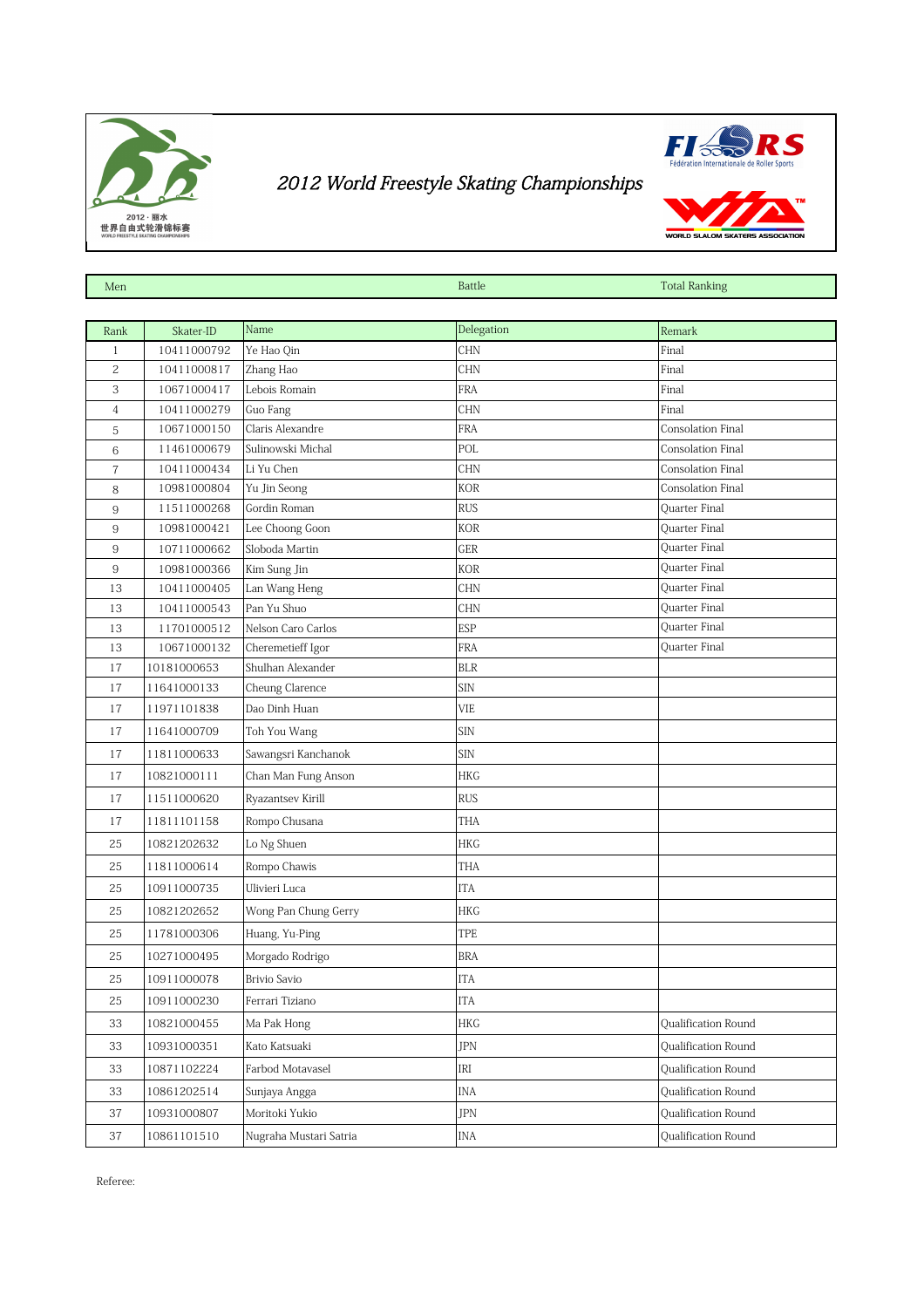# 2012 World Freestyle Skating Championships

| Men | Battle | Total Ranking |
|---|---|---|

| Rank | Skater-ID | Name | Delegation | Remark |
|---|---|---|---|---|
| 1 | 10411000792 | Ye Hao Qin | CHN | Final |
| 2 | 10411000817 | Zhang Hao | CHN | Final |
| 3 | 10671000417 | Lebois Romain | FRA | Final |
| 4 | 10411000279 | Guo Fang | CHN | Final |
| 5 | 10671000150 | Claris Alexandre | FRA | Consolation Final |
| 6 | 11461000679 | Sulinowski Michal | POL | Consolation Final |
| 7 | 10411000434 | Li Yu Chen | CHN | Consolation Final |
| 8 | 10981000804 | Yu Jin Seong | KOR | Consolation Final |
| 9 | 11511000268 | Gordin Roman | RUS | Quarter Final |
| 9 | 10981000421 | Lee Choong Goon | KOR | Quarter Final |
| 9 | 10711000662 | Sloboda Martin | GER | Quarter Final |
| 9 | 10981000366 | Kim Sung Jin | KOR | Quarter Final |
| 13 | 10411000405 | Lan Wang Heng | CHN | Quarter Final |
| 13 | 10411000543 | Pan Yu Shuo | CHN | Quarter Final |
| 13 | 11701000512 | Nelson Caro Carlos | ESP | Quarter Final |
| 13 | 10671000132 | Cheremetieff Igor | FRA | Quarter Final |
| 17 | 10181000653 | Shulhan Alexander | BLR | |
| 17 | 11641000133 | Cheung Clarence | SIN | |
| 17 | 11971101838 | Dao Dinh Huan | VIE | |
| 17 | 11641000709 | Toh You Wang | SIN | |
| 17 | 11811000633 | Sawangsri Kanchanok | SIN | |
| 17 | 10821000111 | Chan Man Fung Anson | HKG | |
| 17 | 11511000620 | Ryazantsev Kirill | RUS | |
| 17 | 11811101158 | Rompo Chusana | THA | |
| 25 | 10821202632 | Lo Ng Shuen | HKG | |
| 25 | 11811000614 | Rompo Chawis | THA | |
| 25 | 10911000735 | Ulivieri Luca | ITA | |
| 25 | 10821202652 | Wong Pan Chung Gerry | HKG | |
| 25 | 11781000306 | Huang, Yu-Ping | TPE | |
| 25 | 10271000495 | Morgado Rodrigo | BRA | |
| 25 | 10911000078 | Brivio Savio | ITA | |
| 25 | 10911000230 | Ferrari Tiziano | ITA | |
| 33 | 10821000455 | Ma Pak Hong | HKG | Qualification Round |
| 33 | 10931000351 | Kato Katsuaki | JPN | Qualification Round |
| 33 | 10871102224 | Farbod Motavasel | IRI | Qualification Round |
| 33 | 10861202514 | Sunjaya Angga | INA | Qualification Round |
| 37 | 10931000807 | Moritoki Yukio | JPN | Qualification Round |
| 37 | 10861101510 | Nugraha Mustari Satria | INA | Qualification Round |

Referee: